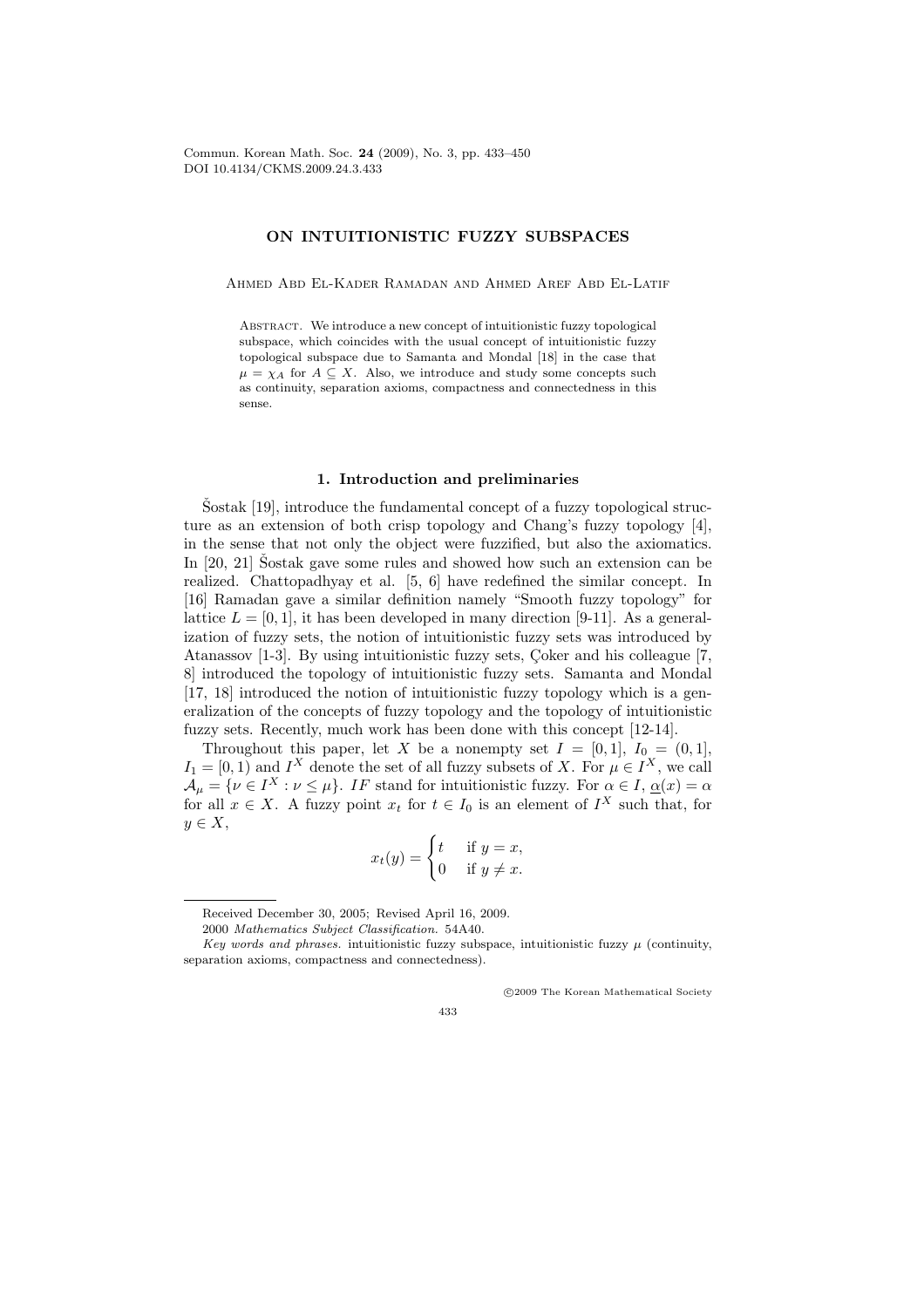Commun. Korean Math. Soc. **24** (2009), No. 3, pp. 433–450
DOI 10.4134/CKMS.2009.24.3.433

# ON INTUITIONISTIC FUZZY SUBSPACES

Ahmed Abd El-Kader Ramadan and Ahmed Aref Abd El-Latif

Abstract. We introduce a new concept of intuitionistic fuzzy topological subspace, which coincides with the usual concept of intuitionistic fuzzy topological subspace due to Samanta and Mondal [18] in the case that $\mu = \chi_A$ for $A \subseteq X$. Also, we introduce and study some concepts such as continuity, separation axioms, compactness and connectedness in this sense.

## 1. Introduction and preliminaries

Šostak [19], introduce the fundamental concept of a fuzzy topological structure as an extension of both crisp topology and Chang's fuzzy topology [4], in the sense that not only the object were fuzzified, but also the axiomatics. In [20, 21] Šostak gave some rules and showed how such an extension can be realized. Chattopadhyay et al. [5, 6] have redefined the similar concept. In [16] Ramadan gave a similar definition namely "Smooth fuzzy topology" for lattice $L = [0, 1]$, it has been developed in many direction [9-11]. As a generalization of fuzzy sets, the notion of intuitionistic fuzzy sets was introduced by Atanassov [1-3]. By using intuitionistic fuzzy sets, Çoker and his colleague [7, 8] introduced the topology of intuitionistic fuzzy sets. Samanta and Mondal [17, 18] introduced the notion of intuitionistic fuzzy topology which is a generalization of the concepts of fuzzy topology and the topology of intuitionistic fuzzy sets. Recently, much work has been done with this concept [12-14].

Throughout this paper, let $X$ be a nonempty set $I = [0, 1]$, $I_0 = (0, 1]$, $I_1 = [0, 1)$ and $I^X$ denote the set of all fuzzy subsets of $X$. For $\mu \in I^X$, we call $\mathcal{A}_\mu = \{\nu \in I^X : \nu \leq \mu\}$. $IF$ stand for intuitionistic fuzzy. For $\alpha \in I$, $\underline{\alpha}(x) = \alpha$ for all $x \in X$. A fuzzy point $x_t$ for $t \in I_0$ is an element of $I^X$ such that, for $y \in X$,

$$x_t(y) = \begin{cases} t & \text{if } y = x, \\ 0 & \text{if } y \neq x. \end{cases}$$

Received December 30, 2005; Revised April 16, 2009.

2000 *Mathematics Subject Classification.* 54A40.

*Key words and phrases.* intuitionistic fuzzy subspace, intuitionistic fuzzy $\mu$ (continuity, separation axioms, compactness and connectedness).

©2009 The Korean Mathematical Society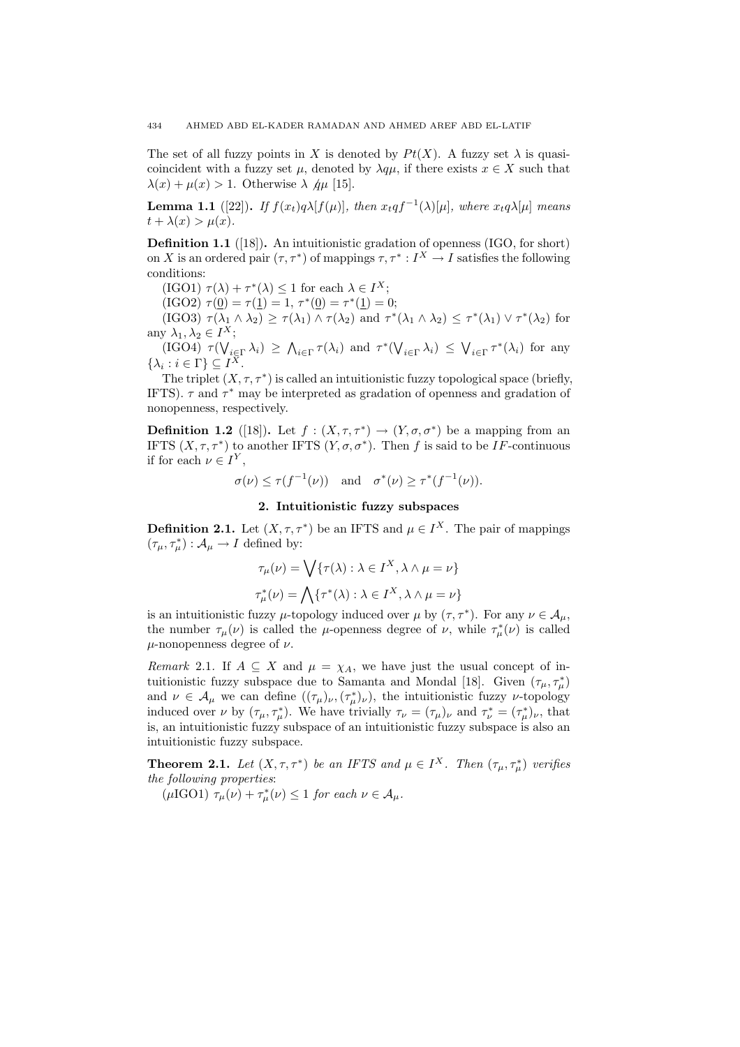The set of all fuzzy points in $X$ is denoted by $Pt(X)$. A fuzzy set $\lambda$ is quasi-coincident with a fuzzy set $\mu$, denoted by $\lambda q \mu$, if there exists $x \in X$ such that $\lambda(x) + \mu(x) > 1$. Otherwise $\lambda \not{q} \mu$ [15].

**Lemma 1.1** ([22]). *If $f(x_t) q \lambda[f(\mu)]$, then $x_t q f^{-1}(\lambda)[\mu]$, where $x_t q \lambda[\mu]$ means $t + \lambda(x) > \mu(x)$.*

**Definition 1.1** ([18]). An intuitionistic gradation of openness (IGO, for short) on $X$ is an ordered pair $(\tau, \tau^*)$ of mappings $\tau, \tau^* : I^X \to I$ satisfies the following conditions:

(IGO1) $\tau(\lambda) + \tau^*(\lambda) \leq 1$ for each $\lambda \in I^X$;

(IGO2) $\tau(\underline{0}) = \tau(\underline{1}) = 1$, $\tau^*(\underline{0}) = \tau^*(\underline{1}) = 0$;

(IGO3) $\tau(\lambda_1 \wedge \lambda_2) \geq \tau(\lambda_1) \wedge \tau(\lambda_2)$ and $\tau^*(\lambda_1 \wedge \lambda_2) \leq \tau^*(\lambda_1) \vee \tau^*(\lambda_2)$ for any $\lambda_1, \lambda_2 \in I^X$;

(IGO4) $\tau(\bigvee_{i \in \Gamma} \lambda_i) \geq \bigwedge_{i \in \Gamma} \tau(\lambda_i)$ and $\tau^*(\bigvee_{i \in \Gamma} \lambda_i) \leq \bigvee_{i \in \Gamma} \tau^*(\lambda_i)$ for any $\{\lambda_i : i \in \Gamma\} \subseteq I^X$.

The triplet $(X, \tau, \tau^*)$ is called an intuitionistic fuzzy topological space (briefly, IFTS). $\tau$ and $\tau^*$ may be interpreted as gradation of openness and gradation of nonopenness, respectively.

**Definition 1.2** ([18]). Let $f : (X, \tau, \tau^*) \to (Y, \sigma, \sigma^*)$ be a mapping from an IFTS $(X, \tau, \tau^*)$ to another IFTS $(Y, \sigma, \sigma^*)$. Then $f$ is said to be $IF$-continuous if for each $\nu \in I^Y$,

$$\sigma(\nu) \leq \tau(f^{-1}(\nu)) \quad \text{and} \quad \sigma^*(\nu) \geq \tau^*(f^{-1}(\nu)).$$

## 2. Intuitionistic fuzzy subspaces

**Definition 2.1.** Let $(X, \tau, \tau^*)$ be an IFTS and $\mu \in I^X$. The pair of mappings $(\tau_\mu, \tau_\mu^*) : \mathcal{A}_\mu \to I$ defined by:

$$\tau_\mu(\nu) = \bigvee \{\tau(\lambda) : \lambda \in I^X, \lambda \wedge \mu = \nu\}$$

$$\tau_\mu^*(\nu) = \bigwedge \{\tau^*(\lambda) : \lambda \in I^X, \lambda \wedge \mu = \nu\}$$

is an intuitionistic fuzzy $\mu$-topology induced over $\mu$ by $(\tau, \tau^*)$. For any $\nu \in \mathcal{A}_\mu$, the number $\tau_\mu(\nu)$ is called the $\mu$-openness degree of $\nu$, while $\tau_\mu^*(\nu)$ is called $\mu$-nonopenness degree of $\nu$.

*Remark* 2.1. If $A \subseteq X$ and $\mu = \chi_A$, we have just the usual concept of intuitionistic fuzzy subspace due to Samanta and Mondal [18]. Given $(\tau_\mu, \tau_\mu^*)$ and $\nu \in \mathcal{A}_\mu$ we can define $((\tau_\mu)_\nu, (\tau_\mu^*)_\nu)$, the intuitionistic fuzzy $\nu$-topology induced over $\nu$ by $(\tau_\mu, \tau_\mu^*)$. We have trivially $\tau_\nu = (\tau_\mu)_\nu$ and $\tau_\nu^* = (\tau_\mu^*)_\nu$, that is, an intuitionistic fuzzy subspace of an intuitionistic fuzzy subspace is also an intuitionistic fuzzy subspace.

**Theorem 2.1.** *Let $(X, \tau, \tau^*)$ be an IFTS and $\mu \in I^X$. Then $(\tau_\mu, \tau_\mu^*)$ verifies the following properties*:

($\mu$IGO1) $\tau_\mu(\nu) + \tau_\mu^*(\nu) \leq 1$ *for each* $\nu \in \mathcal{A}_\mu$.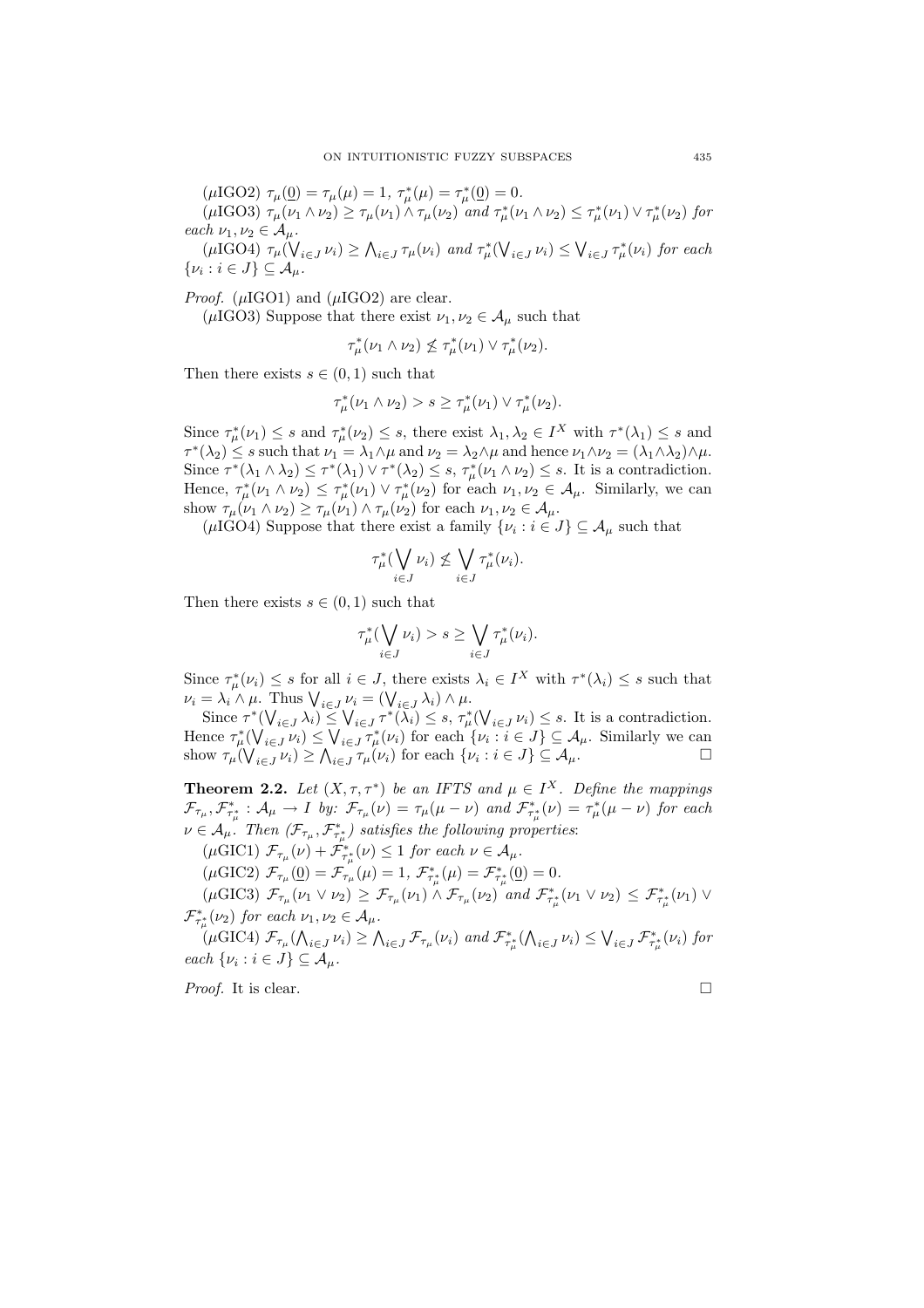($\mu$IGO2) $\tau_\mu(\underline{0}) = \tau_\mu(\mu) = 1$, $\tau^*_\mu(\mu) = \tau^*_\mu(\underline{0}) = 0$.

($\mu$IGO3) $\tau_\mu(\nu_1 \wedge \nu_2) \geq \tau_\mu(\nu_1) \wedge \tau_\mu(\nu_2)$ *and* $\tau^*_\mu(\nu_1 \wedge \nu_2) \leq \tau^*_\mu(\nu_1) \vee \tau^*_\mu(\nu_2)$ *for each* $\nu_1, \nu_2 \in \mathcal{A}_\mu$.

($\mu$IGO4) $\tau_\mu(\bigvee_{i\in J} \nu_i) \geq \bigwedge_{i \in J} \tau_\mu(\nu_i)$ *and* $\tau^*_\mu(\bigvee_{i \in J} \nu_i) \leq \bigvee_{i\in J} \tau^*_\mu(\nu_i)$ *for each* $\{\nu_i : i \in J\} \subseteq \mathcal{A}_\mu$.

*Proof.* ($\mu$IGO1) and ($\mu$IGO2) are clear.

($\mu$IGO3) Suppose that there exist $\nu_1, \nu_2 \in \mathcal{A}_\mu$ such that

$$\tau^*_\mu(\nu_1 \wedge \nu_2) \not\leq \tau^*_\mu(\nu_1) \vee \tau^*_\mu(\nu_2).$$

Then there exists $s \in (0, 1)$ such that

$$\tau^*_\mu(\nu_1 \wedge \nu_2) > s \geq \tau^*_\mu(\nu_1) \vee \tau^*_\mu(\nu_2).$$

Since $\tau^*_\mu(\nu_1) \leq s$ and $\tau^*_\mu(\nu_2) \leq s$, there exist $\lambda_1, \lambda_2 \in I^X$ with $\tau^*(\lambda_1) \leq s$ and $\tau^*(\lambda_2) \leq s$ such that $\nu_1 = \lambda_1 \wedge \mu$ and $\nu_2 = \lambda_2 \wedge \mu$ and hence $\nu_1 \wedge \nu_2 = (\lambda_1 \wedge \lambda_2) \wedge \mu$. Since $\tau^*(\lambda_1 \wedge \lambda_2) \leq \tau^*(\lambda_1) \vee \tau^*(\lambda_2) \leq s$, $\tau^*_\mu(\nu_1 \wedge \nu_2) \leq s$. It is a contradiction. Hence, $\tau^*_\mu(\nu_1 \wedge \nu_2) \leq \tau^*_\mu(\nu_1) \vee \tau^*_\mu(\nu_2)$ for each $\nu_1, \nu_2 \in \mathcal{A}_\mu$. Similarly, we can show $\tau_\mu(\nu_1 \wedge \nu_2) \geq \tau_\mu(\nu_1) \wedge \tau_\mu(\nu_2)$ for each $\nu_1, \nu_2 \in \mathcal{A}_\mu$.

($\mu$IGO4) Suppose that there exist a family $\{\nu_i : i \in J\} \subseteq \mathcal{A}_\mu$ such that

$$\tau^*_\mu(\bigvee_{i\in J} \nu_i) \not\leq \bigvee_{i\in J} \tau^*_\mu(\nu_i).$$

Then there exists $s \in (0, 1)$ such that

$$\tau^*_\mu(\bigvee_{i\in J} \nu_i) > s \geq \bigvee_{i\in J} \tau^*_\mu(\nu_i).$$

Since $\tau^*_\mu(\nu_i) \leq s$ for all $i \in J$, there exists $\lambda_i \in I^X$ with $\tau^*(\lambda_i) \leq s$ such that $\nu_i = \lambda_i \wedge \mu$. Thus $\bigvee_{i\in J} \nu_i = (\bigvee_{i\in J} \lambda_i) \wedge \mu$.

Since $\tau^*(\bigvee_{i\in J} \lambda_i) \leq \bigvee_{i\in J} \tau^*(\lambda_i) \leq s$, $\tau^*_\mu(\bigvee_{i\in J} \nu_i) \leq s$. It is a contradiction. Hence $\tau^*_\mu(\bigvee_{i\in J} \nu_i) \leq \bigvee_{i\in J} \tau^*_\mu(\nu_i)$ for each $\{\nu_i : i \in J\} \subseteq \mathcal{A}_\mu$. Similarly we can show $\tau_\mu(\bigvee_{i\in J} \nu_i) \geq \bigwedge_{i\in J} \tau_\mu(\nu_i)$ for each $\{\nu_i : i \in J\} \subseteq \mathcal{A}_\mu$. $\square$

**Theorem 2.2.** *Let* $(X, \tau, \tau^*)$ *be an IFTS and* $\mu \in I^X$. *Define the mappings* $\mathcal{F}_{\tau_\mu}, \mathcal{F}^*_{\tau^*_\mu} : \mathcal{A}_\mu \to I$ *by:* $\mathcal{F}_{\tau_\mu}(\nu) = \tau_\mu(\mu - \nu)$ *and* $\mathcal{F}^*_{\tau^*_\mu}(\nu) = \tau^*_\mu(\mu - \nu)$ *for each* $\nu \in \mathcal{A}_\mu$. *Then* $(\mathcal{F}_{\tau_\mu}, \mathcal{F}^*_{\tau^*_\mu})$ *satisfies the following properties*:

($\mu$GIC1) $\mathcal{F}_{\tau_\mu}(\nu) + \mathcal{F}^*_{\tau^*_\mu}(\nu) \leq 1$ *for each* $\nu \in \mathcal{A}_\mu$.

($\mu$GIC2) $\mathcal{F}_{\tau_\mu}(\underline{0}) = \mathcal{F}_{\tau_\mu}(\mu) = 1$, $\mathcal{F}^*_{\tau^*_\mu}(\mu) = \mathcal{F}^*_{\tau^*_\mu}(\underline{0}) = 0$.

($\mu$GIC3) $\mathcal{F}_{\tau_\mu}(\nu_1 \vee \nu_2) \geq \mathcal{F}_{\tau_\mu}(\nu_1) \wedge \mathcal{F}_{\tau_\mu}(\nu_2)$ *and* $\mathcal{F}^*_{\tau^*_\mu}(\nu_1 \vee \nu_2) \leq \mathcal{F}^*_{\tau^*_\mu}(\nu_1) \vee \mathcal{F}^*_{\tau^*_\mu}(\nu_2)$ *for each* $\nu_1, \nu_2 \in \mathcal{A}_\mu$.

($\mu$GIC4) $\mathcal{F}_{\tau_\mu}(\bigwedge_{i\in J} \nu_i) \geq \bigwedge_{i\in J} \mathcal{F}_{\tau_\mu}(\nu_i)$ *and* $\mathcal{F}^*_{\tau^*_\mu}(\bigwedge_{i\in J} \nu_i) \leq \bigvee_{i\in J} \mathcal{F}^*_{\tau^*_\mu}(\nu_i)$ *for each* $\{\nu_i : i \in J\} \subseteq \mathcal{A}_\mu$.

*Proof.* It is clear. $\square$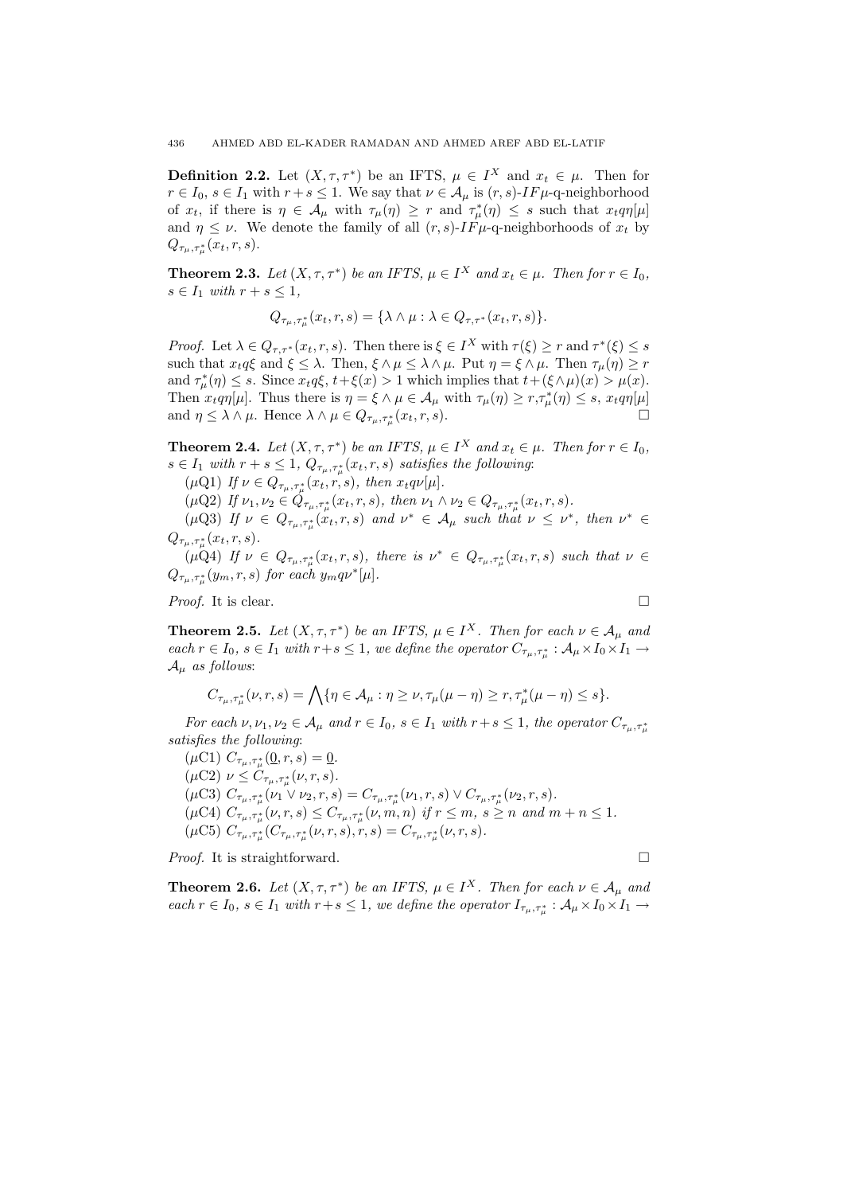**Definition 2.2.** Let $(X, \tau, \tau^*)$ be an IFTS, $\mu \in I^X$ and $x_t \in \mu$. Then for $r \in I_0$, $s \in I_1$ with $r + s \leq 1$. We say that $\nu \in \mathcal{A}_\mu$ is $(r,s)$-$IF\mu$-q-neighborhood of $x_t$, if there is $\eta \in \mathcal{A}_\mu$ with $\tau_\mu(\eta) \geq r$ and $\tau^*_\mu(\eta) \leq s$ such that $x_t q \eta[\mu]$ and $\eta \leq \nu$. We denote the family of all $(r,s)$-$IF\mu$-q-neighborhoods of $x_t$ by $Q_{\tau_\mu, \tau^*_\mu}(x_t, r, s)$.

**Theorem 2.3.** *Let $(X, \tau, \tau^*)$ be an IFTS, $\mu \in I^X$ and $x_t \in \mu$. Then for $r \in I_0$, $s \in I_1$ with $r + s \leq 1$,*

$$Q_{\tau_\mu, \tau^*_\mu}(x_t, r, s) = \{\lambda \wedge \mu : \lambda \in Q_{\tau, \tau^*}(x_t, r, s)\}.$$

*Proof.* Let $\lambda \in Q_{\tau, \tau^*}(x_t, r, s)$. Then there is $\xi \in I^X$ with $\tau(\xi) \geq r$ and $\tau^*(\xi) \leq s$ such that $x_t q \xi$ and $\xi \leq \lambda$. Then, $\xi \wedge \mu \leq \lambda \wedge \mu$. Put $\eta = \xi \wedge \mu$. Then $\tau_\mu(\eta) \geq r$ and $\tau^*_\mu(\eta) \leq s$. Since $x_t q \xi$, $t + \xi(x) > 1$ which implies that $t + (\xi \wedge \mu)(x) > \mu(x)$. Then $x_t q \eta[\mu]$. Thus there is $\eta = \xi \wedge \mu \in \mathcal{A}_\mu$ with $\tau_\mu(\eta) \geq r$, $\tau^*_\mu(\eta) \leq s$, $x_t q \eta[\mu]$ and $\eta \leq \lambda \wedge \mu$. Hence $\lambda \wedge \mu \in Q_{\tau_\mu, \tau^*_\mu}(x_t, r, s)$. □

**Theorem 2.4.** *Let $(X, \tau, \tau^*)$ be an IFTS, $\mu \in I^X$ and $x_t \in \mu$. Then for $r \in I_0$, $s \in I_1$ with $r + s \leq 1$, $Q_{\tau_\mu, \tau^*_\mu}(x_t, r, s)$ satisfies the following*:

($\mu$Q1) *If $\nu \in Q_{\tau_\mu, \tau^*_\mu}(x_t, r, s)$, then $x_t q \nu[\mu]$.*

($\mu$Q2) *If $\nu_1, \nu_2 \in Q_{\tau_\mu, \tau^*_\mu}(x_t, r, s)$, then $\nu_1 \wedge \nu_2 \in Q_{\tau_\mu, \tau^*_\mu}(x_t, r, s)$.*

($\mu$Q3) *If $\nu \in Q_{\tau_\mu, \tau^*_\mu}(x_t, r, s)$ and $\nu^* \in \mathcal{A}_\mu$ such that $\nu \leq \nu^*$, then $\nu^* \in Q_{\tau_\mu, \tau^*_\mu}(x_t, r, s)$.*

($\mu$Q4) *If $\nu \in Q_{\tau_\mu, \tau^*_\mu}(x_t, r, s)$, there is $\nu^* \in Q_{\tau_\mu, \tau^*_\mu}(x_t, r, s)$ such that $\nu \in Q_{\tau_\mu, \tau^*_\mu}(y_m, r, s)$ for each $y_m q \nu^*[\mu]$.*

*Proof.* It is clear. □

**Theorem 2.5.** *Let $(X, \tau, \tau^*)$ be an IFTS, $\mu \in I^X$. Then for each $\nu \in \mathcal{A}_\mu$ and each $r \in I_0$, $s \in I_1$ with $r + s \leq 1$, we define the operator $C_{\tau_\mu, \tau^*_\mu} : \mathcal{A}_\mu \times I_0 \times I_1 \to \mathcal{A}_\mu$ as follows*:

$$C_{\tau_\mu, \tau^*_\mu}(\nu, r, s) = \bigwedge \{\eta \in \mathcal{A}_\mu : \eta \geq \nu, \tau_\mu(\mu - \eta) \geq r, \tau^*_\mu(\mu - \eta) \leq s\}.$$

*For each $\nu, \nu_1, \nu_2 \in \mathcal{A}_\mu$ and $r \in I_0$, $s \in I_1$ with $r + s \leq 1$, the operator $C_{\tau_\mu, \tau^*_\mu}$ satisfies the following*:

($\mu$C1) *$C_{\tau_\mu, \tau^*_\mu}(\underline{0}, r, s) = \underline{0}$.*

($\mu$C2) *$\nu \leq C_{\tau_\mu, \tau^*_\mu}(\nu, r, s)$.*

($\mu$C3) *$C_{\tau_\mu, \tau^*_\mu}(\nu_1 \vee \nu_2, r, s) = C_{\tau_\mu, \tau^*_\mu}(\nu_1, r, s) \vee C_{\tau_\mu, \tau^*_\mu}(\nu_2, r, s)$.*

($\mu$C4) *$C_{\tau_\mu, \tau^*_\mu}(\nu, r, s) \leq C_{\tau_\mu, \tau^*_\mu}(\nu, m, n)$ if $r \leq m$, $s \geq n$ and $m + n \leq 1$.*

($\mu$C5) *$C_{\tau_\mu, \tau^*_\mu}(C_{\tau_\mu, \tau^*_\mu}(\nu, r, s), r, s) = C_{\tau_\mu, \tau^*_\mu}(\nu, r, s)$.*

*Proof.* It is straightforward. □

**Theorem 2.6.** *Let $(X, \tau, \tau^*)$ be an IFTS, $\mu \in I^X$. Then for each $\nu \in \mathcal{A}_\mu$ and each $r \in I_0$, $s \in I_1$ with $r + s \leq 1$, we define the operator $I_{\tau_\mu, \tau^*_\mu} : \mathcal{A}_\mu \times I_0 \times I_1 \to$*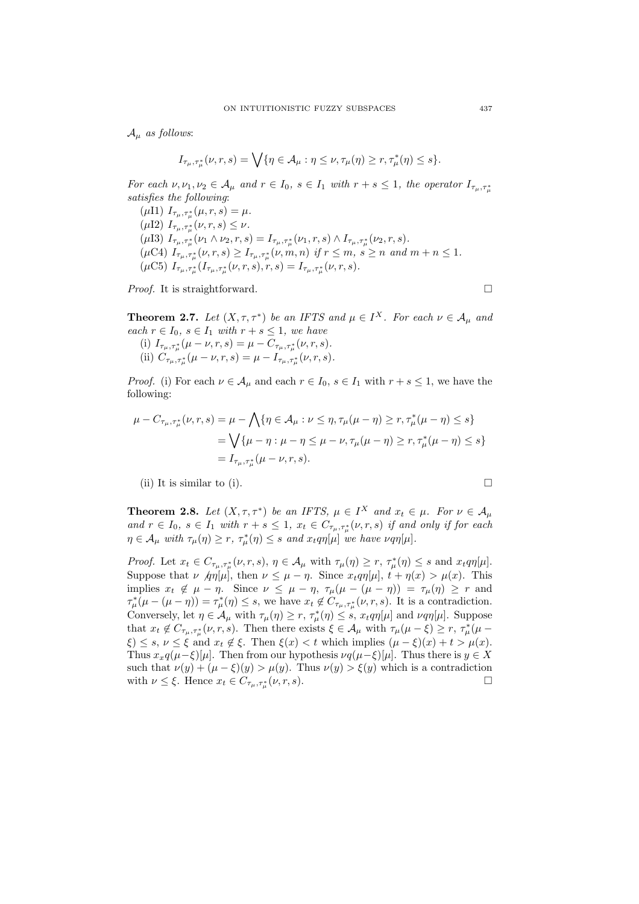$\mathcal{A}_\mu$ *as follows*:

$$I_{\tau_\mu,\tau_\mu^*}(\nu,r,s) = \bigvee\{\eta \in \mathcal{A}_\mu : \eta \leq \nu, \tau_\mu(\eta) \geq r, \tau_\mu^*(\eta) \leq s\}.$$

*For each $\nu, \nu_1, \nu_2 \in \mathcal{A}_\mu$ and $r \in I_0$, $s \in I_1$ with $r + s \leq 1$, the operator $I_{\tau_\mu,\tau_\mu^*}$ satisfies the following*:

($\mu$I1) $I_{\tau_\mu,\tau_\mu^*}(\mu,r,s) = \mu$.

($\mu$I2) $I_{\tau_\mu,\tau_\mu^*}(\nu,r,s) \leq \nu$.

($\mu$I3) $I_{\tau_\mu,\tau_\mu^*}(\nu_1 \wedge \nu_2,r,s) = I_{\tau_\mu,\tau_\mu^*}(\nu_1,r,s) \wedge I_{\tau_\mu,\tau_\mu^*}(\nu_2,r,s)$.

($\mu$C4) $I_{\tau_\mu,\tau_\mu^*}(\nu,r,s) \geq I_{\tau_\mu,\tau_\mu^*}(\nu,m,n)$ *if $r \leq m$, $s \geq n$ and $m + n \leq 1$.*

($\mu$C5) $I_{\tau_\mu,\tau_\mu^*}(I_{\tau_\mu,\tau_\mu^*}(\nu,r,s),r,s) = I_{\tau_\mu,\tau_\mu^*}(\nu,r,s)$.

*Proof.* It is straightforward. □

**Theorem 2.7.** *Let $(X, \tau, \tau^*)$ be an IFTS and $\mu \in I^X$. For each $\nu \in \mathcal{A}_\mu$ and each $r \in I_0$, $s \in I_1$ with $r + s \leq 1$, we have*

(i) $I_{\tau_\mu,\tau_\mu^*}(\mu - \nu,r,s) = \mu - C_{\tau_\mu,\tau_\mu^*}(\nu,r,s)$.

(ii) $C_{\tau_\mu,\tau_\mu^*}(\mu - \nu,r,s) = \mu - I_{\tau_\mu,\tau_\mu^*}(\nu,r,s)$.

*Proof.* (i) For each $\nu \in \mathcal{A}_\mu$ and each $r \in I_0$, $s \in I_1$ with $r + s \leq 1$, we have the following:

$$\begin{aligned}
\mu - C_{\tau_\mu,\tau_\mu^*}(\nu,r,s) &= \mu - \bigwedge\{\eta \in \mathcal{A}_\mu : \nu \leq \eta, \tau_\mu(\mu - \eta) \geq r, \tau_\mu^*(\mu - \eta) \leq s\} \\
&= \bigvee\{\mu - \eta : \mu - \eta \leq \mu - \nu, \tau_\mu(\mu - \eta) \geq r, \tau_\mu^*(\mu - \eta) \leq s\} \\
&= I_{\tau_\mu,\tau_\mu^*}(\mu - \nu,r,s).
\end{aligned}$$

(ii) It is similar to (i). □

**Theorem 2.8.** *Let $(X, \tau, \tau^*)$ be an IFTS, $\mu \in I^X$ and $x_t \in \mu$. For $\nu \in \mathcal{A}_\mu$ and $r \in I_0$, $s \in I_1$ with $r + s \leq 1$, $x_t \in C_{\tau_\mu,\tau_\mu^*}(\nu,r,s)$ if and only if for each $\eta \in \mathcal{A}_\mu$ with $\tau_\mu(\eta) \geq r$, $\tau_\mu^*(\eta) \leq s$ and $x_t q\eta[\mu]$ we have $\nu q\eta[\mu]$.*

*Proof.* Let $x_t \in C_{\tau_\mu,\tau_\mu^*}(\nu,r,s)$, $\eta \in \mathcal{A}_\mu$ with $\tau_\mu(\eta) \geq r$, $\tau_\mu^*(\eta) \leq s$ and $x_t q\eta[\mu]$. Suppose that $\nu \not q\eta[\mu]$, then $\nu \leq \mu - \eta$. Since $x_t q\eta[\mu]$, $t + \eta(x) > \mu(x)$. This implies $x_t \notin \mu - \eta$. Since $\nu \leq \mu - \eta$, $\tau_\mu(\mu - (\mu - \eta)) = \tau_\mu(\eta) \geq r$ and $\tau_\mu^*(\mu - (\mu - \eta)) = \tau_\mu^*(\eta) \leq s$, we have $x_t \notin C_{\tau_\mu,\tau_\mu^*}(\nu,r,s)$. It is a contradiction. Conversely, let $\eta \in \mathcal{A}_\mu$ with $\tau_\mu(\eta) \geq r$, $\tau_\mu^*(\eta) \leq s$, $x_t q\eta[\mu]$ and $\nu q\eta[\mu]$. Suppose that $x_t \notin C_{\tau_\mu,\tau_\mu^*}(\nu,r,s)$. Then there exists $\xi \in \mathcal{A}_\mu$ with $\tau_\mu(\mu - \xi) \geq r$, $\tau_\mu^*(\mu - \xi) \leq s$, $\nu \leq \xi$ and $x_t \notin \xi$. Then $\xi(x) < t$ which implies $(\mu - \xi)(x) + t > \mu(x)$. Thus $x_x q(\mu - \xi)[\mu]$. Then from our hypothesis $\nu q(\mu - \xi)[\mu]$. Thus there is $y \in X$ such that $\nu(y) + (\mu - \xi)(y) > \mu(y)$. Thus $\nu(y) > \xi(y)$ which is a contradiction with $\nu \leq \xi$. Hence $x_t \in C_{\tau_\mu,\tau_\mu^*}(\nu,r,s)$. □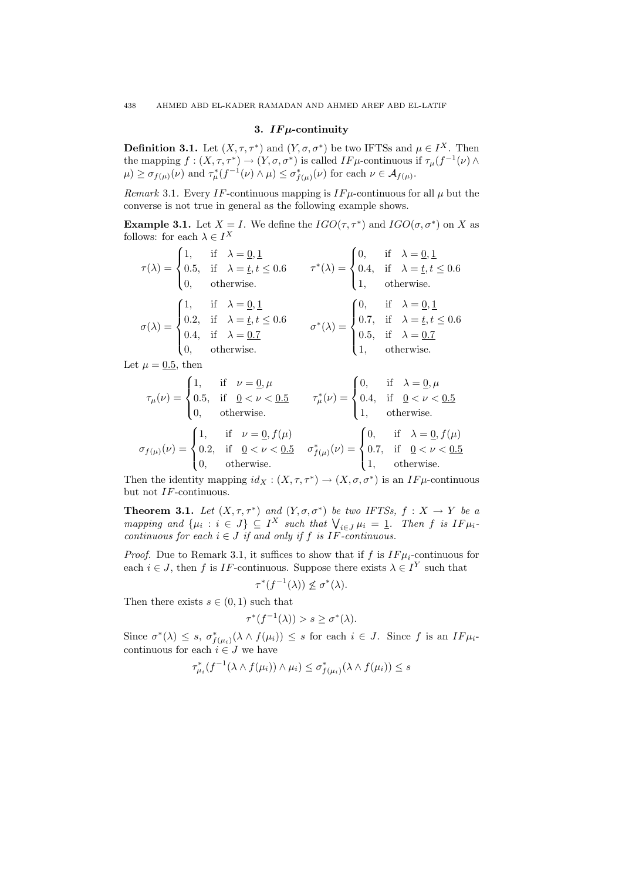## 3. $IF\mu$-continuity

**Definition 3.1.** Let $(X, \tau, \tau^*)$ and $(Y, \sigma, \sigma^*)$ be two IFTSs and $\mu \in I^X$. Then the mapping $f : (X, \tau, \tau^*) \to (Y, \sigma, \sigma^*)$ is called $IF\mu$-continuous if $\tau_\mu(f^{-1}(\nu) \wedge \mu) \geq \sigma_{f(\mu)}(\nu)$ and $\tau^*_\mu(f^{-1}(\nu) \wedge \mu) \leq \sigma^*_{f(\mu)}(\nu)$ for each $\nu \in \mathcal{A}_{f(\mu)}$.

*Remark* 3.1. Every $IF$-continuous mapping is $IF\mu$-continuous for all $\mu$ but the converse is not true in general as the following example shows.

**Example 3.1.** Let $X = I$. We define the $IGO(\tau, \tau^*)$ and $IGO(\sigma, \sigma^*)$ on $X$ as follows: for each $\lambda \in I^X$

$$\tau(\lambda) = \begin{cases} 1, & \text{if } \lambda = \underline{0}, \underline{1} \\ 0.5, & \text{if } \lambda = \underline{t}, t \leq 0.6 \\ 0, & \text{otherwise.} \end{cases} \qquad \tau^*(\lambda) = \begin{cases} 0, & \text{if } \lambda = \underline{0}, \underline{1} \\ 0.4, & \text{if } \lambda = \underline{t}, t \leq 0.6 \\ 1, & \text{otherwise.} \end{cases}$$

$$\sigma(\lambda) = \begin{cases} 1, & \text{if } \lambda = \underline{0}, \underline{1} \\ 0.2, & \text{if } \lambda = \underline{t}, t \leq 0.6 \\ 0.4, & \text{if } \lambda = \underline{0.7} \\ 0, & \text{otherwise.} \end{cases} \qquad \sigma^*(\lambda) = \begin{cases} 0, & \text{if } \lambda = \underline{0}, \underline{1} \\ 0.7, & \text{if } \lambda = \underline{t}, t \leq 0.6 \\ 0.5, & \text{if } \lambda = \underline{0.7} \\ 1, & \text{otherwise.} \end{cases}$$

Let $\mu = \underline{0.5}$, then

$$\tau_\mu(\nu) = \begin{cases} 1, & \text{if } \nu = \underline{0}, \mu \\ 0.5, & \text{if } \underline{0} < \nu < \underline{0.5} \\ 0, & \text{otherwise.} \end{cases} \qquad \tau^*_\mu(\nu) = \begin{cases} 0, & \text{if } \lambda = \underline{0}, \mu \\ 0.4, & \text{if } \underline{0} < \nu < \underline{0.5} \\ 1, & \text{otherwise.} \end{cases}$$

$$\sigma_{f(\mu)}(\nu) = \begin{cases} 1, & \text{if } \nu = \underline{0}, f(\mu) \\ 0.2, & \text{if } \underline{0} < \nu < \underline{0.5} \\ 0, & \text{otherwise.} \end{cases} \quad \sigma^*_{f(\mu)}(\nu) = \begin{cases} 0, & \text{if } \lambda = \underline{0}, f(\mu) \\ 0.7, & \text{if } \underline{0} < \nu < \underline{0.5} \\ 1, & \text{otherwise.} \end{cases}$$

Then the identity mapping $id_X : (X, \tau, \tau^*) \to (X, \sigma, \sigma^*)$ is an $IF\mu$-continuous but not $IF$-continuous.

**Theorem 3.1.** *Let $(X, \tau, \tau^*)$ and $(Y, \sigma, \sigma^*)$ be two IFTSs, $f : X \to Y$ be a mapping and $\{\mu_i : i \in J\} \subseteq I^X$ such that $\bigvee_{i \in J} \mu_i = \underline{1}$. Then $f$ is $IF\mu_i$-continuous for each $i \in J$ if and only if $f$ is $IF$-continuous.*

*Proof.* Due to Remark 3.1, it suffices to show that if $f$ is $IF\mu_i$-continuous for each $i \in J$, then $f$ is $IF$-continuous. Suppose there exists $\lambda \in I^Y$ such that

$$\tau^*(f^{-1}(\lambda)) \not\leq \sigma^*(\lambda).$$

Then there exists $s \in (0, 1)$ such that

$$\tau^*(f^{-1}(\lambda)) > s \geq \sigma^*(\lambda).$$

Since $\sigma^*(\lambda) \leq s$, $\sigma^*_{f(\mu_i)}(\lambda \wedge f(\mu_i)) \leq s$ for each $i \in J$. Since $f$ is an $IF\mu_i$-continuous for each $i \in J$ we have

$$\tau^*_{\mu_i}(f^{-1}(\lambda \wedge f(\mu_i)) \wedge \mu_i) \leq \sigma^*_{f(\mu_i)}(\lambda \wedge f(\mu_i)) \leq s$$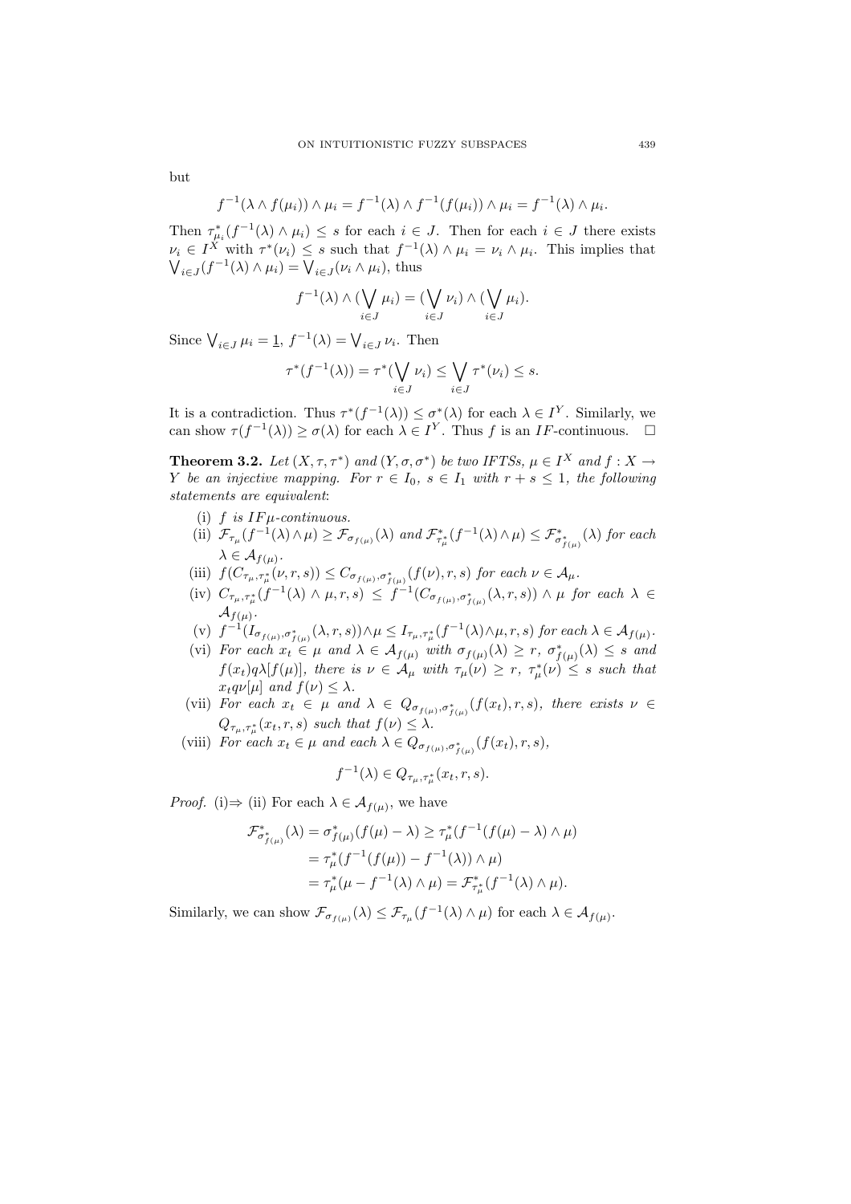but

$$f^{-1}(\lambda \wedge f(\mu_i)) \wedge \mu_i = f^{-1}(\lambda) \wedge f^{-1}(f(\mu_i)) \wedge \mu_i = f^{-1}(\lambda) \wedge \mu_i.$$

Then $\tau^*_{\mu_i}(f^{-1}(\lambda) \wedge \mu_i) \leq s$ for each $i \in J$. Then for each $i \in J$ there exists $\nu_i \in I^X$ with $\tau^*(\nu_i) \leq s$ such that $f^{-1}(\lambda) \wedge \mu_i = \nu_i \wedge \mu_i$. This implies that $\bigvee_{i \in J}(f^{-1}(\lambda) \wedge \mu_i) = \bigvee_{i \in J}(\nu_i \wedge \mu_i)$, thus

$$f^{-1}(\lambda) \wedge (\bigvee_{i \in J} \mu_i) = (\bigvee_{i \in J} \nu_i) \wedge (\bigvee_{i \in J} \mu_i).$$

Since $\bigvee_{i \in J} \mu_i = \underline{1}$, $f^{-1}(\lambda) = \bigvee_{i \in J} \nu_i$. Then

$$\tau^*(f^{-1}(\lambda)) = \tau^*(\bigvee_{i \in J} \nu_i) \leq \bigvee_{i \in J} \tau^*(\nu_i) \leq s.$$

It is a contradiction. Thus $\tau^*(f^{-1}(\lambda)) \leq \sigma^*(\lambda)$ for each $\lambda \in I^Y$. Similarly, we can show $\tau(f^{-1}(\lambda)) \geq \sigma(\lambda)$ for each $\lambda \in I^Y$. Thus $f$ is an $IF$-continuous. $\square$

**Theorem 3.2.** *Let $(X, \tau, \tau^*)$ and $(Y, \sigma, \sigma^*)$ be two IFTSs, $\mu \in I^X$ and $f : X \to Y$ be an injective mapping. For $r \in I_0$, $s \in I_1$ with $r + s \leq 1$, the following statements are equivalent*:

- (i) *$f$ is $IF\mu$-continuous.*
- (ii) *$\mathcal{F}_{\tau_\mu}(f^{-1}(\lambda) \wedge \mu) \geq \mathcal{F}_{\sigma_{f(\mu)}}(\lambda)$ and $\mathcal{F}^*_{\tau^*_\mu}(f^{-1}(\lambda) \wedge \mu) \leq \mathcal{F}^*_{\sigma^*_{f(\mu)}}(\lambda)$ for each $\lambda \in \mathcal{A}_{f(\mu)}$.*
- (iii) *$f(C_{\tau_\mu, \tau^*_\mu}(\nu, r, s)) \leq C_{\sigma_{f(\mu)}, \sigma^*_{f(\mu)}}(f(\nu), r, s)$ for each $\nu \in \mathcal{A}_\mu$.*
- (iv) *$C_{\tau_\mu, \tau^*_\mu}(f^{-1}(\lambda) \wedge \mu, r, s) \leq f^{-1}(C_{\sigma_{f(\mu)}, \sigma^*_{f(\mu)}}(\lambda, r, s)) \wedge \mu$ for each $\lambda \in \mathcal{A}_{f(\mu)}$.*
- (v) *$f^{-1}(I_{\sigma_{f(\mu)}, \sigma^*_{f(\mu)}}(\lambda, r, s)) \wedge \mu \leq I_{\tau_\mu, \tau^*_\mu}(f^{-1}(\lambda) \wedge \mu, r, s)$ for each $\lambda \in \mathcal{A}_{f(\mu)}$.*
- (vi) *For each $x_t \in \mu$ and $\lambda \in \mathcal{A}_{f(\mu)}$ with $\sigma_{f(\mu)}(\lambda) \geq r$, $\sigma^*_{f(\mu)}(\lambda) \leq s$ and $f(x_t) q \lambda[f(\mu)]$, there is $\nu \in \mathcal{A}_\mu$ with $\tau_\mu(\nu) \geq r$, $\tau^*_\mu(\nu) \leq s$ such that $x_t q \nu[\mu]$ and $f(\nu) \leq \lambda$.*
- (vii) *For each $x_t \in \mu$ and $\lambda \in Q_{\sigma_{f(\mu)}, \sigma^*_{f(\mu)}}(f(x_t), r, s)$, there exists $\nu \in Q_{\tau_\mu, \tau^*_\mu}(x_t, r, s)$ such that $f(\nu) \leq \lambda$.*
- (viii) *For each $x_t \in \mu$ and each $\lambda \in Q_{\sigma_{f(\mu)}, \sigma^*_{f(\mu)}}(f(x_t), r, s)$,*

$$f^{-1}(\lambda) \in Q_{\tau_\mu, \tau^*_\mu}(x_t, r, s).$$

*Proof.* (i)$\Rightarrow$ (ii) For each $\lambda \in \mathcal{A}_{f(\mu)}$, we have

$$\begin{aligned}
\mathcal{F}^*_{\sigma^*_{f(\mu)}}(\lambda) &= \sigma^*_{f(\mu)}(f(\mu) - \lambda) \geq \tau^*_\mu(f^{-1}(f(\mu) - \lambda) \wedge \mu) \\
&= \tau^*_\mu(f^{-1}(f(\mu)) - f^{-1}(\lambda)) \wedge \mu) \\
&= \tau^*_\mu(\mu - f^{-1}(\lambda) \wedge \mu) = \mathcal{F}^*_{\tau^*_\mu}(f^{-1}(\lambda) \wedge \mu).
\end{aligned}$$

Similarly, we can show $\mathcal{F}_{\sigma_{f(\mu)}}(\lambda) \leq \mathcal{F}_{\tau_\mu}(f^{-1}(\lambda) \wedge \mu)$ for each $\lambda \in \mathcal{A}_{f(\mu)}$.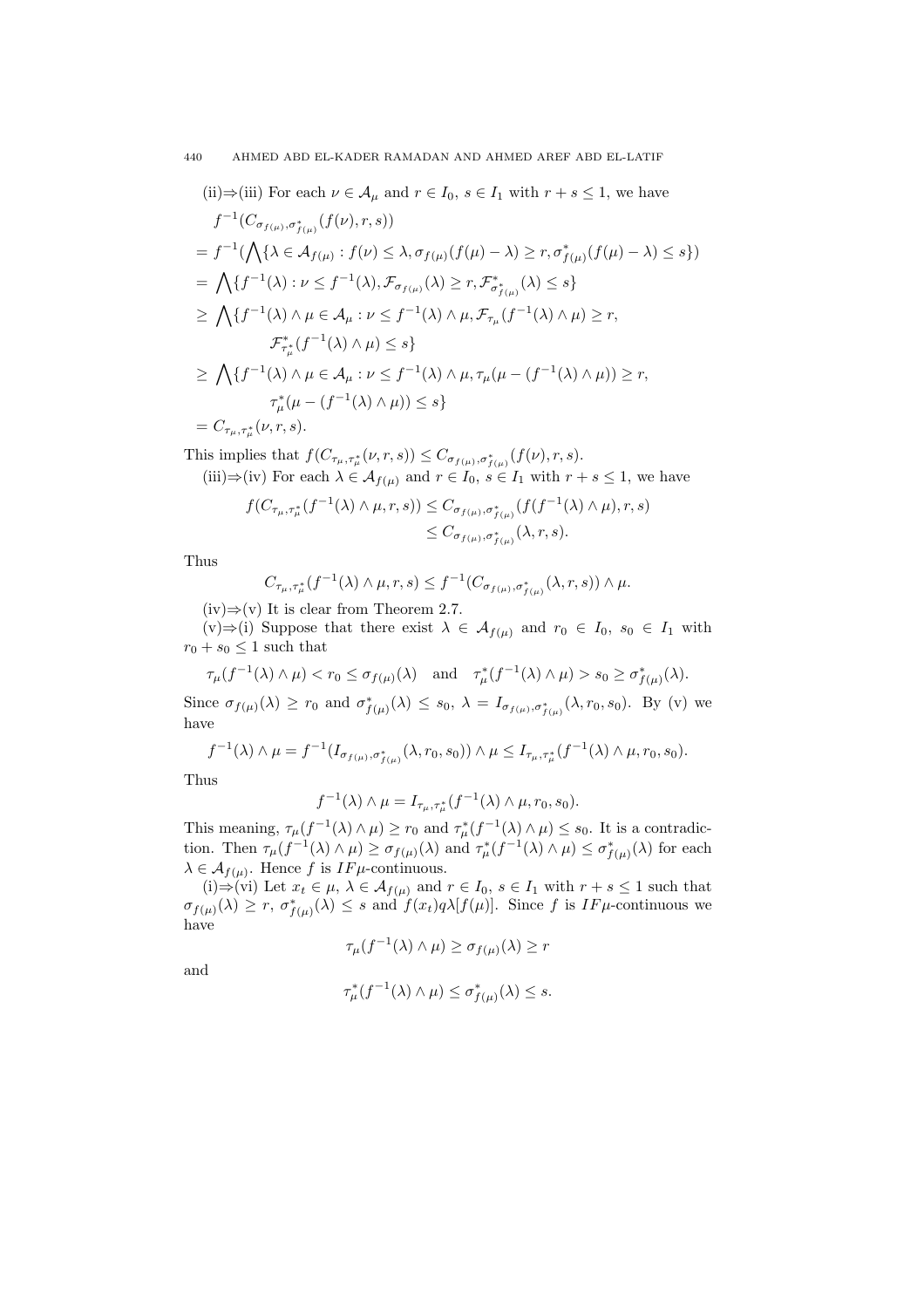(ii)⇒(iii) For each $\nu \in \mathcal{A}_\mu$ and $r \in I_0$, $s \in I_1$ with $r + s \leq 1$, we have

$$\begin{aligned}
& f^{-1}(C_{\sigma_{f(\mu)},\sigma^*_{f(\mu)}}(f(\nu), r, s)) \\
&= f^{-1}(\bigwedge\{\lambda \in \mathcal{A}_{f(\mu)} : f(\nu) \leq \lambda, \sigma_{f(\mu)}(f(\mu) - \lambda) \geq r, \sigma^*_{f(\mu)}(f(\mu) - \lambda) \leq s\}) \\
&= \bigwedge\{f^{-1}(\lambda) : \nu \leq f^{-1}(\lambda), \mathcal{F}_{\sigma_{f(\mu)}}(\lambda) \geq r, \mathcal{F}^*_{\sigma^*_{f(\mu)}}(\lambda) \leq s\} \\
&\geq \bigwedge\{f^{-1}(\lambda) \wedge \mu \in \mathcal{A}_\mu : \nu \leq f^{-1}(\lambda) \wedge \mu, \mathcal{F}_{\tau_\mu}(f^{-1}(\lambda) \wedge \mu) \geq r, \\
&\qquad \mathcal{F}^*_{\tau^*_\mu}(f^{-1}(\lambda) \wedge \mu) \leq s\} \\
&\geq \bigwedge\{f^{-1}(\lambda) \wedge \mu \in \mathcal{A}_\mu : \nu \leq f^{-1}(\lambda) \wedge \mu, \tau_\mu(\mu - (f^{-1}(\lambda) \wedge \mu)) \geq r, \\
&\qquad \tau^*_\mu(\mu - (f^{-1}(\lambda) \wedge \mu)) \leq s\} \\
&= C_{\tau_\mu,\tau^*_\mu}(\nu, r, s).
\end{aligned}$$

This implies that $f(C_{\tau_\mu,\tau^*_\mu}(\nu, r, s)) \leq C_{\sigma_{f(\mu)},\sigma^*_{f(\mu)}}(f(\nu), r, s)$.

(iii)⇒(iv) For each $\lambda \in \mathcal{A}_{f(\mu)}$ and $r \in I_0$, $s \in I_1$ with $r + s \leq 1$, we have

$$\begin{aligned}
f(C_{\tau_\mu,\tau^*_\mu}(f^{-1}(\lambda) \wedge \mu, r, s)) &\leq C_{\sigma_{f(\mu)},\sigma^*_{f(\mu)}}(f(f^{-1}(\lambda) \wedge \mu), r, s) \\
&\leq C_{\sigma_{f(\mu)},\sigma^*_{f(\mu)}}(\lambda, r, s).
\end{aligned}$$

Thus

$$C_{\tau_\mu,\tau^*_\mu}(f^{-1}(\lambda) \wedge \mu, r, s) \leq f^{-1}(C_{\sigma_{f(\mu)},\sigma^*_{f(\mu)}}(\lambda, r, s)) \wedge \mu.$$

(iv)⇒(v) It is clear from Theorem 2.7.

(v)⇒(i) Suppose that there exist $\lambda \in \mathcal{A}_{f(\mu)}$ and $r_0 \in I_0$, $s_0 \in I_1$ with $r_0 + s_0 \leq 1$ such that

$$\tau_\mu(f^{-1}(\lambda) \wedge \mu) < r_0 \leq \sigma_{f(\mu)}(\lambda) \quad \text{and} \quad \tau^*_\mu(f^{-1}(\lambda) \wedge \mu) > s_0 \geq \sigma^*_{f(\mu)}(\lambda).$$

Since $\sigma_{f(\mu)}(\lambda) \geq r_0$ and $\sigma^*_{f(\mu)}(\lambda) \leq s_0$, $\lambda = I_{\sigma_{f(\mu)},\sigma^*_{f(\mu)}}(\lambda, r_0, s_0)$. By (v) we have

$$f^{-1}(\lambda) \wedge \mu = f^{-1}(I_{\sigma_{f(\mu)},\sigma^*_{f(\mu)}}(\lambda, r_0, s_0)) \wedge \mu \leq I_{\tau_\mu,\tau^*_\mu}(f^{-1}(\lambda) \wedge \mu, r_0, s_0).$$

Thus

$$f^{-1}(\lambda) \wedge \mu = I_{\tau_\mu,\tau^*_\mu}(f^{-1}(\lambda) \wedge \mu, r_0, s_0).$$

This meaning, $\tau_\mu(f^{-1}(\lambda) \wedge \mu) \geq r_0$ and $\tau^*_\mu(f^{-1}(\lambda) \wedge \mu) \leq s_0$. It is a contradiction. Then $\tau_\mu(f^{-1}(\lambda) \wedge \mu) \geq \sigma_{f(\mu)}(\lambda)$ and $\tau^*_\mu(f^{-1}(\lambda) \wedge \mu) \leq \sigma^*_{f(\mu)}(\lambda)$ for each $\lambda \in \mathcal{A}_{f(\mu)}$. Hence $f$ is $IF\mu$-continuous.

(i)⇒(vi) Let $x_t \in \mu$, $\lambda \in \mathcal{A}_{f(\mu)}$ and $r \in I_0$, $s \in I_1$ with $r + s \leq 1$ such that $\sigma_{f(\mu)}(\lambda) \geq r$, $\sigma^*_{f(\mu)}(\lambda) \leq s$ and $f(x_t) q \lambda[f(\mu)]$. Since $f$ is $IF\mu$-continuous we have

$$\tau_\mu(f^{-1}(\lambda) \wedge \mu) \geq \sigma_{f(\mu)}(\lambda) \geq r$$

and

$$\tau^*_\mu(f^{-1}(\lambda) \wedge \mu) \leq \sigma^*_{f(\mu)}(\lambda) \leq s.$$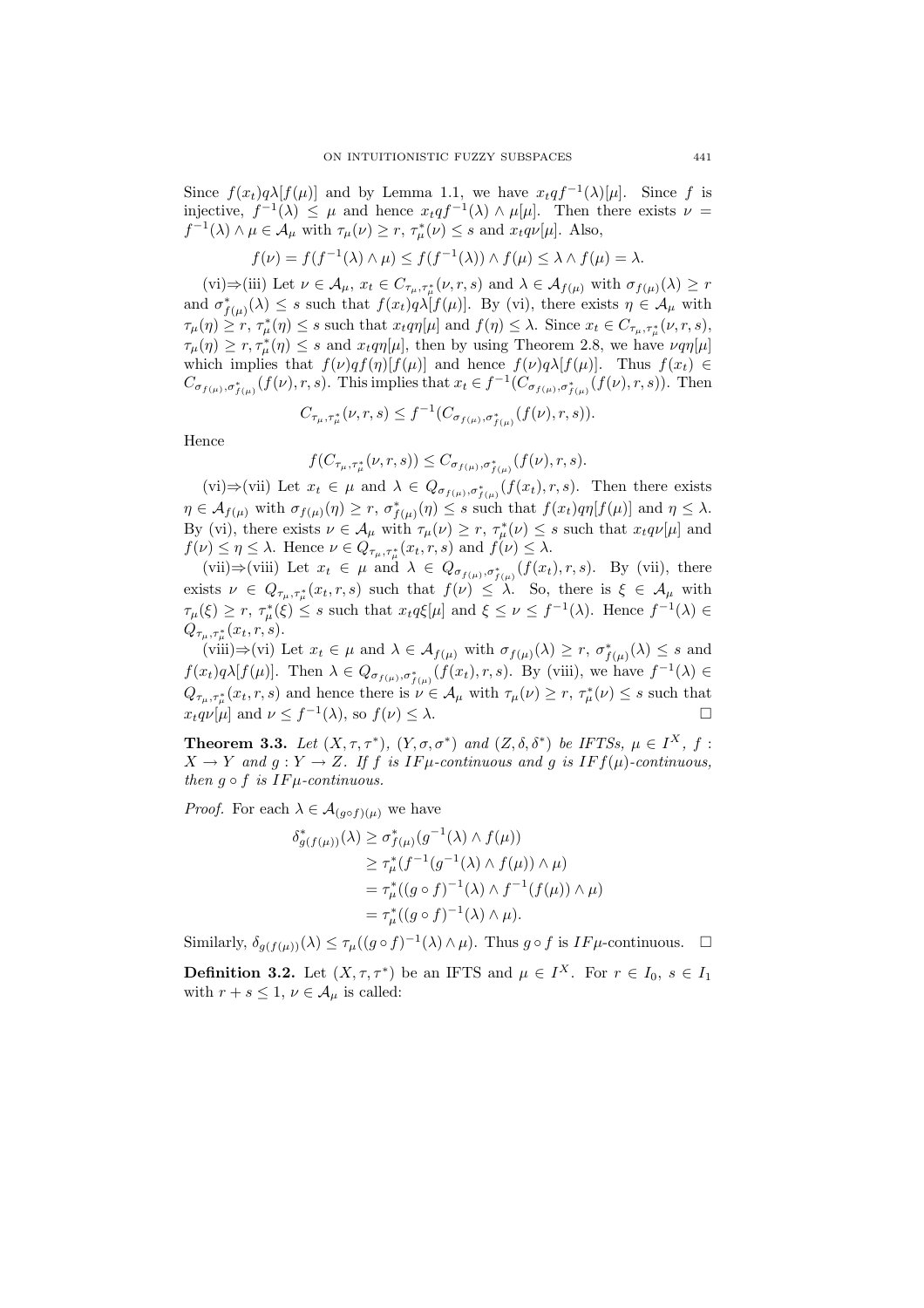Since $f(x_t)q\lambda[f(\mu)]$ and by Lemma 1.1, we have $x_t q f^{-1}(\lambda)[\mu]$. Since $f$ is injective, $f^{-1}(\lambda) \leq \mu$ and hence $x_t q f^{-1}(\lambda) \wedge \mu[\mu]$. Then there exists $\nu = f^{-1}(\lambda) \wedge \mu \in \mathcal{A}_\mu$ with $\tau_\mu(\nu) \geq r$, $\tau^*_\mu(\nu) \leq s$ and $x_t q\nu[\mu]$. Also,

$$f(\nu) = f(f^{-1}(\lambda) \wedge \mu) \leq f(f^{-1}(\lambda)) \wedge f(\mu) \leq \lambda \wedge f(\mu) = \lambda.$$

(vi)⇒(iii) Let $\nu \in \mathcal{A}_\mu$, $x_t \in C_{\tau_\mu,\tau^*_\mu}(\nu, r, s)$ and $\lambda \in \mathcal{A}_{f(\mu)}$ with $\sigma_{f(\mu)}(\lambda) \geq r$ and $\sigma^*_{f(\mu)}(\lambda) \leq s$ such that $f(x_t)q\lambda[f(\mu)]$. By (vi), there exists $\eta \in \mathcal{A}_\mu$ with $\tau_\mu(\eta) \geq r$, $\tau^*_\mu(\eta) \leq s$ such that $x_t q\eta[\mu]$ and $f(\eta) \leq \lambda$. Since $x_t \in C_{\tau_\mu,\tau^*_\mu}(\nu, r, s)$, $\tau_\mu(\eta) \geq r$, $\tau^*_\mu(\eta) \leq s$ and $x_t q\eta[\mu]$, then by using Theorem 2.8, we have $\nu q\eta[\mu]$ which implies that $f(\nu)qf(\eta)[f(\mu)]$ and hence $f(\nu)q\lambda[f(\mu)]$. Thus $f(x_t) \in C_{\sigma_{f(\mu)},\sigma^*_{f(\mu)}}(f(\nu), r, s)$. This implies that $x_t \in f^{-1}(C_{\sigma_{f(\mu)},\sigma^*_{f(\mu)}}(f(\nu), r, s))$. Then

$$C_{\tau_\mu,\tau^*_\mu}(\nu, r, s) \leq f^{-1}(C_{\sigma_{f(\mu)},\sigma^*_{f(\mu)}}(f(\nu), r, s)).$$

Hence

$$f(C_{\tau_\mu,\tau^*_\mu}(\nu, r, s)) \leq C_{\sigma_{f(\mu)},\sigma^*_{f(\mu)}}(f(\nu), r, s).$$

(vi)⇒(vii) Let $x_t \in \mu$ and $\lambda \in Q_{\sigma_{f(\mu)},\sigma^*_{f(\mu)}}(f(x_t), r, s)$. Then there exists $\eta \in \mathcal{A}_{f(\mu)}$ with $\sigma_{f(\mu)}(\eta) \geq r$, $\sigma^*_{f(\mu)}(\eta) \leq s$ such that $f(x_t)q\eta[f(\mu)]$ and $\eta \leq \lambda$. By (vi), there exists $\nu \in \mathcal{A}_\mu$ with $\tau_\mu(\nu) \geq r$, $\tau^*_\mu(\nu) \leq s$ such that $x_t q\nu[\mu]$ and $f(\nu) \leq \eta \leq \lambda$. Hence $\nu \in Q_{\tau_\mu,\tau^*_\mu}(x_t, r, s)$ and $f(\nu) \leq \lambda$.

(vii)⇒(viii) Let $x_t \in \mu$ and $\lambda \in Q_{\sigma_{f(\mu)},\sigma^*_{f(\mu)}}(f(x_t), r, s)$. By (vii), there exists $\nu \in Q_{\tau_\mu,\tau^*_\mu}(x_t, r, s)$ such that $f(\nu) \leq \lambda$. So, there is $\xi \in \mathcal{A}_\mu$ with $\tau_\mu(\xi) \geq r$, $\tau^*_\mu(\xi) \leq s$ such that $x_t q\xi[\mu]$ and $\xi \leq \nu \leq f^{-1}(\lambda)$. Hence $f^{-1}(\lambda) \in Q_{\tau_\mu,\tau^*_\mu}(x_t, r, s)$.

(viii)⇒(vi) Let $x_t \in \mu$ and $\lambda \in \mathcal{A}_{f(\mu)}$ with $\sigma_{f(\mu)}(\lambda) \geq r$, $\sigma^*_{f(\mu)}(\lambda) \leq s$ and $f(x_t)q\lambda[f(\mu)]$. Then $\lambda \in Q_{\sigma_{f(\mu)},\sigma^*_{f(\mu)}}(f(x_t), r, s)$. By (viii), we have $f^{-1}(\lambda) \in Q_{\tau_\mu,\tau^*_\mu}(x_t, r, s)$ and hence there is $\nu \in \mathcal{A}_\mu$ with $\tau_\mu(\nu) \geq r$, $\tau^*_\mu(\nu) \leq s$ such that $x_t q\nu[\mu]$ and $\nu \leq f^{-1}(\lambda)$, so $f(\nu) \leq \lambda$. □

**Theorem 3.3.** *Let $(X, \tau, \tau^*)$, $(Y, \sigma, \sigma^*)$ and $(Z, \delta, \delta^*)$ be IFTSs, $\mu \in I^X$, $f : X \to Y$ and $g : Y \to Z$. If $f$ is $IF\mu$-continuous and $g$ is $IFf(\mu)$-continuous, then $g \circ f$ is $IF\mu$-continuous.*

*Proof.* For each $\lambda \in \mathcal{A}_{(g\circ f)(\mu)}$ we have

$$\begin{aligned}
\delta^*_{g(f(\mu))}(\lambda) &\geq \sigma^*_{f(\mu)}(g^{-1}(\lambda) \wedge f(\mu)) \\
&\geq \tau^*_\mu(f^{-1}(g^{-1}(\lambda) \wedge f(\mu)) \wedge \mu) \\
&= \tau^*_\mu((g \circ f)^{-1}(\lambda) \wedge f^{-1}(f(\mu)) \wedge \mu) \\
&= \tau^*_\mu((g \circ f)^{-1}(\lambda) \wedge \mu).
\end{aligned}$$

Similarly, $\delta_{g(f(\mu))}(\lambda) \leq \tau_\mu((g \circ f)^{-1}(\lambda) \wedge \mu)$. Thus $g \circ f$ is $IF\mu$-continuous. □

**Definition 3.2.** Let $(X, \tau, \tau^*)$ be an IFTS and $\mu \in I^X$. For $r \in I_0$, $s \in I_1$ with $r + s \leq 1$, $\nu \in \mathcal{A}_\mu$ is called: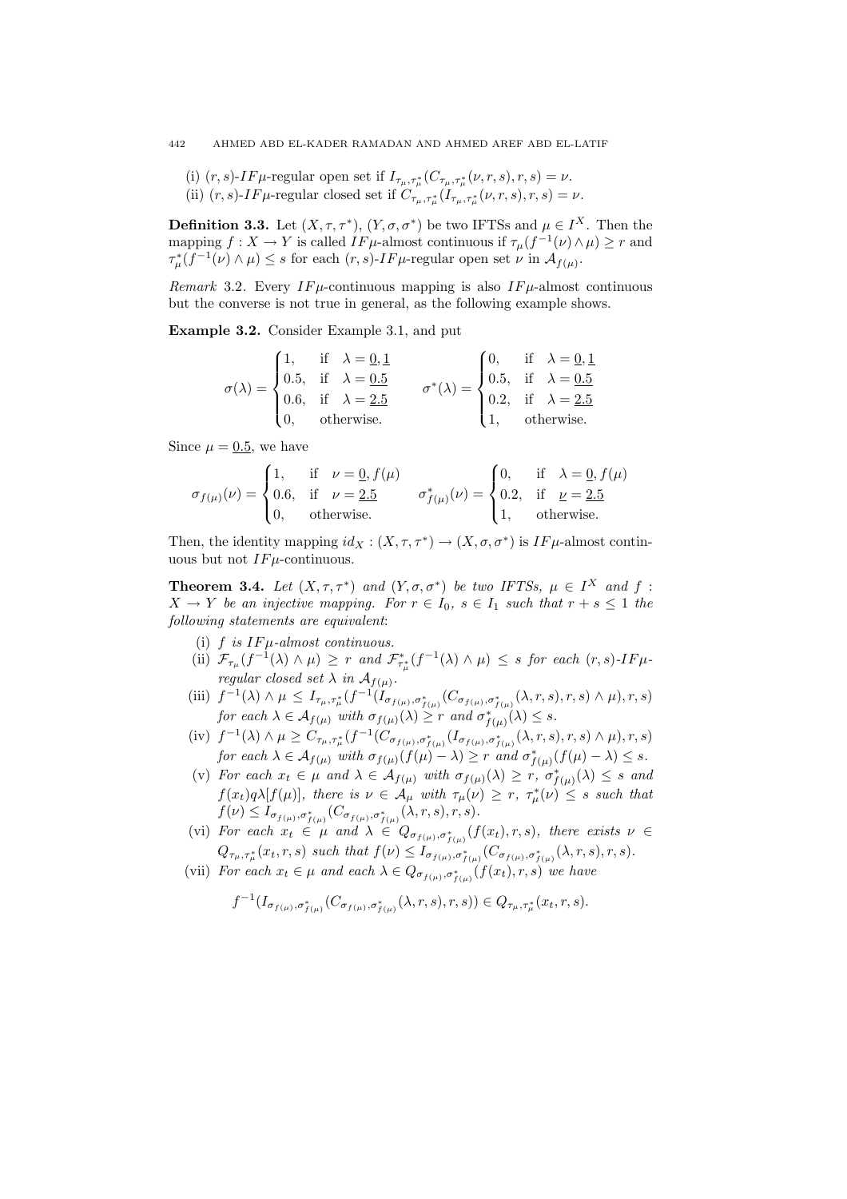(i) $(r,s)$-$IF\mu$-regular open set if $I_{\tau_\mu,\tau^*_\mu}(C_{\tau_\mu,\tau^*_\mu}(\nu,r,s),r,s)=\nu$.

(ii) $(r,s)$-$IF\mu$-regular closed set if $C_{\tau_\mu,\tau^*_\mu}(I_{\tau_\mu,\tau^*_\mu}(\nu,r,s),r,s)=\nu$.

**Definition 3.3.** Let $(X,\tau,\tau^*)$, $(Y,\sigma,\sigma^*)$ be two IFTSs and $\mu\in I^X$. Then the mapping $f:X\to Y$ is called $IF\mu$-almost continuous if $\tau_\mu(f^{-1}(\nu)\wedge\mu)\geq r$ and $\tau^*_\mu(f^{-1}(\nu)\wedge\mu)\leq s$ for each $(r,s)$-$IF\mu$-regular open set $\nu$ in $\mathcal{A}_{f(\mu)}$.

*Remark* 3.2. Every $IF\mu$-continuous mapping is also $IF\mu$-almost continuous but the converse is not true in general, as the following example shows.

**Example 3.2.** Consider Example 3.1, and put

$$\sigma(\lambda)=\begin{cases}1, & \text{if } \lambda=\underline{0},\underline{1}\\ 0.5, & \text{if } \lambda=\underline{0.5}\\ 0.6, & \text{if } \lambda=\underline{2.5}\\ 0, & \text{otherwise.}\end{cases}\qquad \sigma^*(\lambda)=\begin{cases}0, & \text{if } \lambda=\underline{0},\underline{1}\\ 0.5, & \text{if } \lambda=\underline{0.5}\\ 0.2, & \text{if } \lambda=\underline{2.5}\\ 1, & \text{otherwise.}\end{cases}$$

Since $\mu=\underline{0.5}$, we have

$$\sigma_{f(\mu)}(\nu)=\begin{cases}1, & \text{if } \nu=\underline{0},f(\mu)\\ 0.6, & \text{if } \nu=\underline{2.5}\\ 0, & \text{otherwise.}\end{cases}\qquad \sigma^*_{f(\mu)}(\nu)=\begin{cases}0, & \text{if } \lambda=\underline{0},f(\mu)\\ 0.2, & \text{if } \underline{\nu}=\underline{2.5}\\ 1, & \text{otherwise.}\end{cases}$$

Then, the identity mapping $id_X:(X,\tau,\tau^*)\to(X,\sigma,\sigma^*)$ is $IF\mu$-almost continuous but not $IF\mu$-continuous.

**Theorem 3.4.** *Let $(X,\tau,\tau^*)$ and $(Y,\sigma,\sigma^*)$ be two IFTSs, $\mu\in I^X$ and $f:X\to Y$ be an injective mapping. For $r\in I_0$, $s\in I_1$ such that $r+s\leq 1$ the following statements are equivalent*:

(i) *$f$ is $IF\mu$-almost continuous.*

(ii) *$\mathcal{F}_{\tau_\mu}(f^{-1}(\lambda)\wedge\mu)\geq r$ and $\mathcal{F}^*_{\tau^*_\mu}(f^{-1}(\lambda)\wedge\mu)\leq s$ for each $(r,s)$-$IF\mu$-regular closed set $\lambda$ in $\mathcal{A}_{f(\mu)}$.*

(iii) *$f^{-1}(\lambda)\wedge\mu\leq I_{\tau_\mu,\tau^*_\mu}(f^{-1}(I_{\sigma_{f(\mu)},\sigma^*_{f(\mu)}}(C_{\sigma_{f(\mu)},\sigma^*_{f(\mu)}}(\lambda,r,s),r,s)\wedge\mu),r,s)$ for each $\lambda\in\mathcal{A}_{f(\mu)}$ with $\sigma_{f(\mu)}(\lambda)\geq r$ and $\sigma^*_{f(\mu)}(\lambda)\leq s$.*

(iv) *$f^{-1}(\lambda)\wedge\mu\geq C_{\tau_\mu,\tau^*_\mu}(f^{-1}(C_{\sigma_{f(\mu)},\sigma^*_{f(\mu)}}(I_{\sigma_{f(\mu)},\sigma^*_{f(\mu)}}(\lambda,r,s),r,s)\wedge\mu),r,s)$ for each $\lambda\in\mathcal{A}_{f(\mu)}$ with $\sigma_{f(\mu)}(f(\mu)-\lambda)\geq r$ and $\sigma^*_{f(\mu)}(f(\mu)-\lambda)\leq s$.*

(v) *For each $x_t\in\mu$ and $\lambda\in\mathcal{A}_{f(\mu)}$ with $\sigma_{f(\mu)}(\lambda)\geq r$, $\sigma^*_{f(\mu)}(\lambda)\leq s$ and $f(x_t)q\lambda[f(\mu)]$, there is $\nu\in\mathcal{A}_\mu$ with $\tau_\mu(\nu)\geq r$, $\tau^*_\mu(\nu)\leq s$ such that $f(\nu)\leq I_{\sigma_{f(\mu)},\sigma^*_{f(\mu)}}(C_{\sigma_{f(\mu)},\sigma^*_{f(\mu)}}(\lambda,r,s),r,s)$.*

(vi) *For each $x_t\in\mu$ and $\lambda\in Q_{\sigma_{f(\mu)},\sigma^*_{f(\mu)}}(f(x_t),r,s)$, there exists $\nu\in Q_{\tau_\mu,\tau^*_\mu}(x_t,r,s)$ such that $f(\nu)\leq I_{\sigma_{f(\mu)},\sigma^*_{f(\mu)}}(C_{\sigma_{f(\mu)},\sigma^*_{f(\mu)}}(\lambda,r,s),r,s)$.*

(vii) *For each $x_t\in\mu$ and each $\lambda\in Q_{\sigma_{f(\mu)},\sigma^*_{f(\mu)}}(f(x_t),r,s)$ we have*

$$f^{-1}(I_{\sigma_{f(\mu)},\sigma^*_{f(\mu)}}(C_{\sigma_{f(\mu)},\sigma^*_{f(\mu)}}(\lambda,r,s),r,s))\in Q_{\tau_\mu,\tau^*_\mu}(x_t,r,s).$$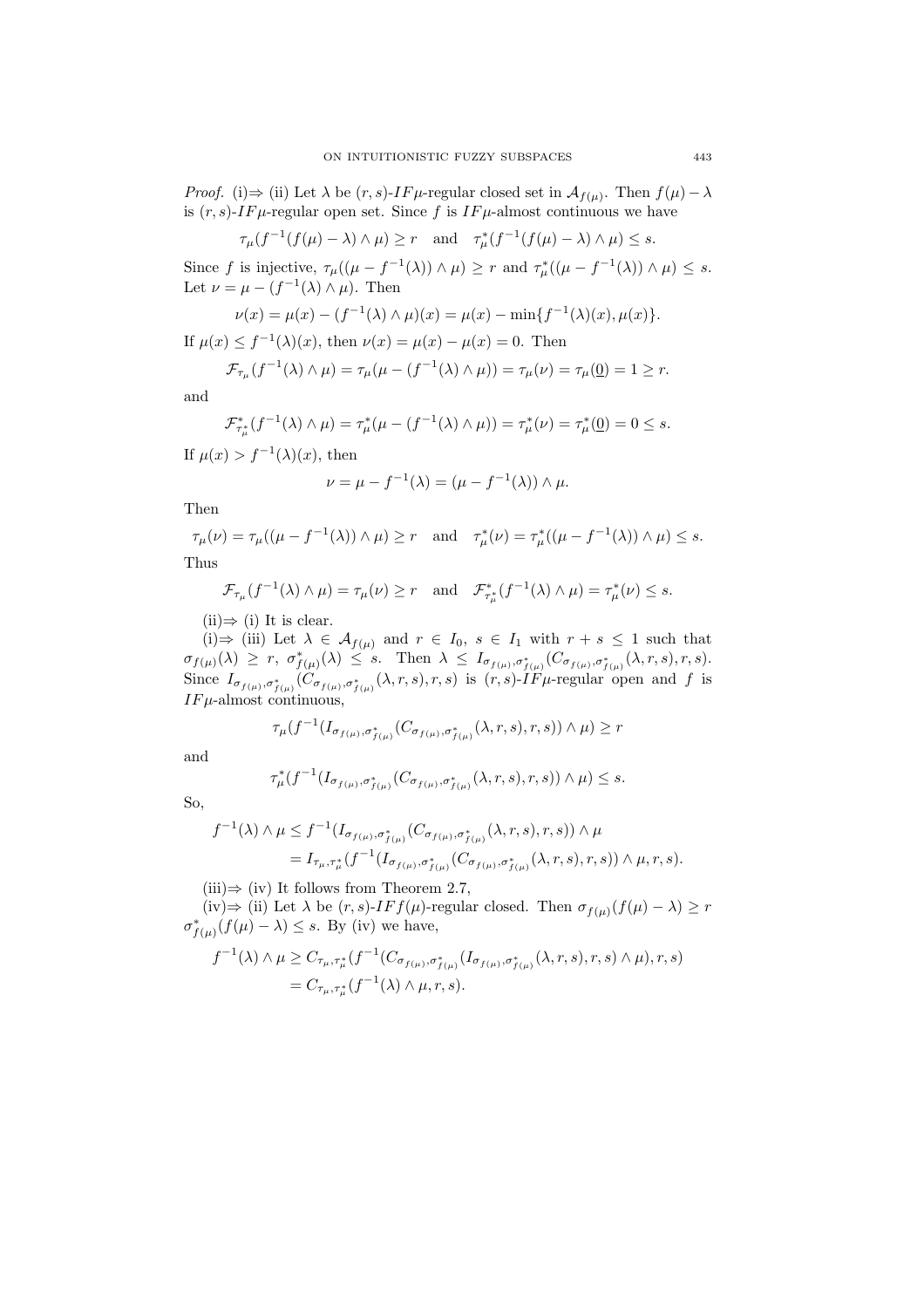*Proof.* (i)⇒ (ii) Let $\lambda$ be $(r,s)$-$IF\mu$-regular closed set in $\mathcal{A}_{f(\mu)}$. Then $f(\mu)-\lambda$ is $(r,s)$-$IF\mu$-regular open set. Since $f$ is $IF\mu$-almost continuous we have

$$\tau_\mu(f^{-1}(f(\mu)-\lambda)\wedge\mu)\geq r \quad \text{and} \quad \tau^*_\mu(f^{-1}(f(\mu)-\lambda)\wedge\mu)\leq s.$$

Since $f$ is injective, $\tau_\mu((\mu-f^{-1}(\lambda))\wedge\mu)\geq r$ and $\tau^*_\mu((\mu-f^{-1}(\lambda))\wedge\mu)\leq s$. Let $\nu=\mu-(f^{-1}(\lambda)\wedge\mu)$. Then

$$\nu(x)=\mu(x)-(f^{-1}(\lambda)\wedge\mu)(x)=\mu(x)-\min\{f^{-1}(\lambda)(x),\mu(x)\}.$$

If $\mu(x)\leq f^{-1}(\lambda)(x)$, then $\nu(x)=\mu(x)-\mu(x)=0$. Then

$$\mathcal{F}_{\tau_\mu}(f^{-1}(\lambda)\wedge\mu)=\tau_\mu(\mu-(f^{-1}(\lambda)\wedge\mu))=\tau_\mu(\nu)=\tau_\mu(\underline{0})=1\geq r.$$

and

$$\mathcal{F}^*_{\tau^*_\mu}(f^{-1}(\lambda)\wedge\mu)=\tau^*_\mu(\mu-(f^{-1}(\lambda)\wedge\mu))=\tau^*_\mu(\nu)=\tau^*_\mu(\underline{0})=0\leq s.$$

If $\mu(x)>f^{-1}(\lambda)(x)$, then

$$\nu=\mu-f^{-1}(\lambda)=(\mu-f^{-1}(\lambda))\wedge\mu.$$

Then

$$\tau_\mu(\nu)=\tau_\mu((\mu-f^{-1}(\lambda))\wedge\mu)\geq r \quad \text{and} \quad \tau^*_\mu(\nu)=\tau^*_\mu((\mu-f^{-1}(\lambda))\wedge\mu)\leq s.$$

Thus

$$\mathcal{F}_{\tau_\mu}(f^{-1}(\lambda)\wedge\mu)=\tau_\mu(\nu)\geq r \quad \text{and} \quad \mathcal{F}^*_{\tau^*_\mu}(f^{-1}(\lambda)\wedge\mu)=\tau^*_\mu(\nu)\leq s.$$

(ii)⇒ (i) It is clear.

(i)⇒ (iii) Let $\lambda\in\mathcal{A}_{f(\mu)}$ and $r\in I_0$, $s\in I_1$ with $r+s\leq 1$ such that $\sigma_{f(\mu)}(\lambda)\geq r$, $\sigma^*_{f(\mu)}(\lambda)\leq s$. Then $\lambda\leq I_{\sigma_{f(\mu)},\sigma^*_{f(\mu)}}(C_{\sigma_{f(\mu)},\sigma^*_{f(\mu)}}(\lambda,r,s),r,s)$. Since $I_{\sigma_{f(\mu)},\sigma^*_{f(\mu)}}(C_{\sigma_{f(\mu)},\sigma^*_{f(\mu)}}(\lambda,r,s),r,s)$ is $(r,s)$-$IF\mu$-regular open and $f$ is $IF\mu$-almost continuous,

$$\tau_\mu(f^{-1}(I_{\sigma_{f(\mu)},\sigma^*_{f(\mu)}}(C_{\sigma_{f(\mu)},\sigma^*_{f(\mu)}}(\lambda,r,s),r,s))\wedge\mu)\geq r$$

and

$$\tau^*_\mu(f^{-1}(I_{\sigma_{f(\mu)},\sigma^*_{f(\mu)}}(C_{\sigma_{f(\mu)},\sigma^*_{f(\mu)}}(\lambda,r,s),r,s))\wedge\mu)\leq s.$$

So,

$$\begin{aligned}f^{-1}(\lambda)\wedge\mu&\leq f^{-1}(I_{\sigma_{f(\mu)},\sigma^*_{f(\mu)}}(C_{\sigma_{f(\mu)},\sigma^*_{f(\mu)}}(\lambda,r,s),r,s))\wedge\mu\\&=I_{\tau_\mu,\tau^*_\mu}(f^{-1}(I_{\sigma_{f(\mu)},\sigma^*_{f(\mu)}}(C_{\sigma_{f(\mu)},\sigma^*_{f(\mu)}}(\lambda,r,s),r,s))\wedge\mu,r,s).\end{aligned}$$

(iii)⇒ (iv) It follows from Theorem 2.7,

(iv)⇒ (ii) Let $\lambda$ be $(r,s)$-$IFf(\mu)$-regular closed. Then $\sigma_{f(\mu)}(f(\mu)-\lambda)\geq r$ $\sigma^*_{f(\mu)}(f(\mu)-\lambda)\leq s$. By (iv) we have,

$$\begin{aligned}f^{-1}(\lambda)\wedge\mu&\geq C_{\tau_\mu,\tau^*_\mu}(f^{-1}(C_{\sigma_{f(\mu)},\sigma^*_{f(\mu)}}(I_{\sigma_{f(\mu)},\sigma^*_{f(\mu)}}(\lambda,r,s),r,s)\wedge\mu),r,s)\\&=C_{\tau_\mu,\tau^*_\mu}(f^{-1}(\lambda)\wedge\mu,r,s).\end{aligned}$$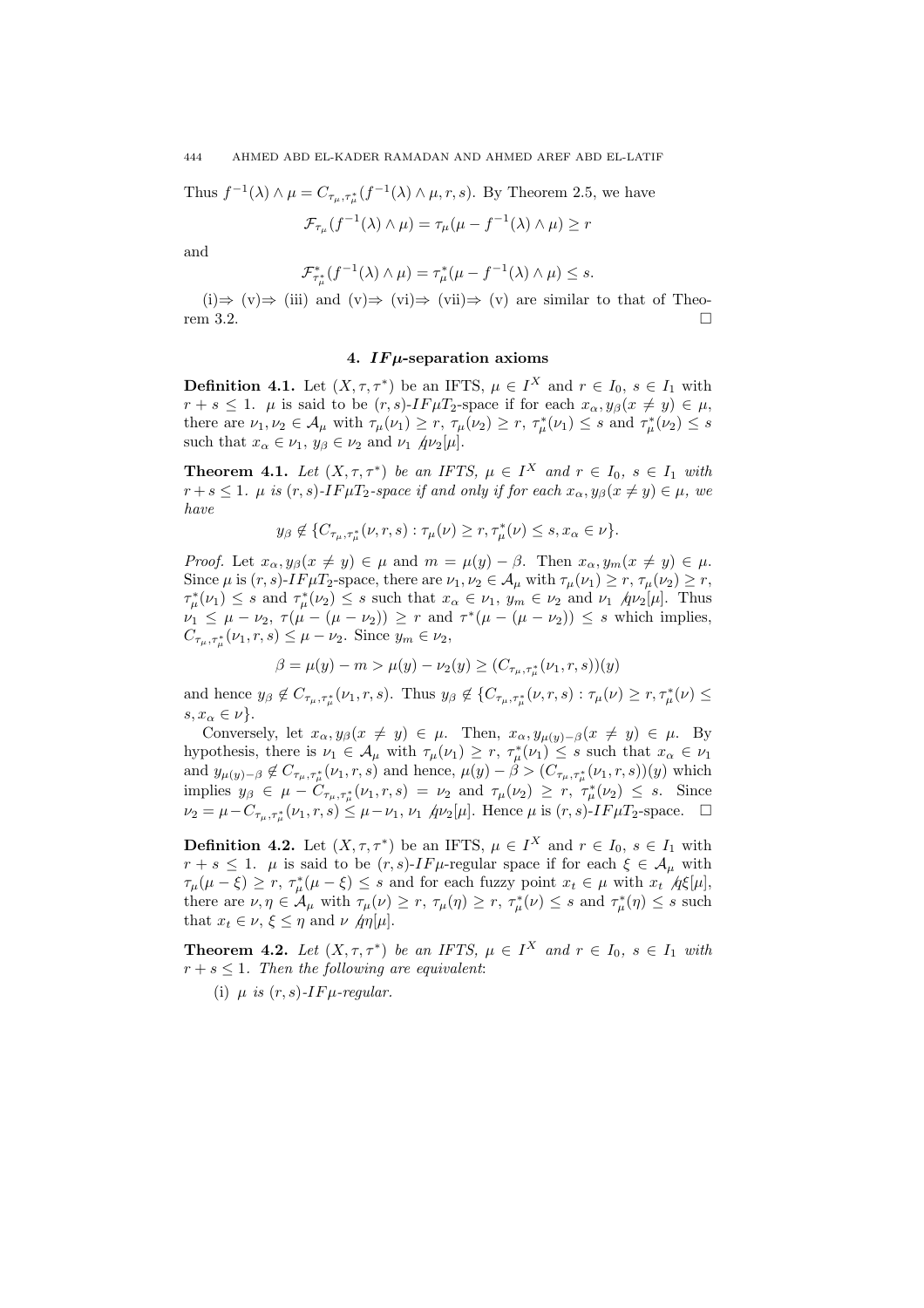Thus $f^{-1}(\lambda) \wedge \mu = C_{\tau_\mu, \tau^*_\mu}(f^{-1}(\lambda) \wedge \mu, r, s)$. By Theorem 2.5, we have

$$\mathcal{F}_{\tau_\mu}(f^{-1}(\lambda) \wedge \mu) = \tau_\mu(\mu - f^{-1}(\lambda) \wedge \mu) \geq r$$

and

$$\mathcal{F}^*_{\tau^*_\mu}(f^{-1}(\lambda) \wedge \mu) = \tau^*_\mu(\mu - f^{-1}(\lambda) \wedge \mu) \leq s.$$

(i)$\Rightarrow$ (v)$\Rightarrow$ (iii) and (v)$\Rightarrow$ (vi)$\Rightarrow$ (vii)$\Rightarrow$ (v) are similar to that of Theorem 3.2. $\square$

## 4. $IF\mu$-separation axioms

**Definition 4.1.** Let $(X, \tau, \tau^*)$ be an IFTS, $\mu \in I^X$ and $r \in I_0$, $s \in I_1$ with $r + s \leq 1$. $\mu$ is said to be $(r, s)$-$IF\mu T_2$-space if for each $x_\alpha, y_\beta (x \neq y) \in \mu$, there are $\nu_1, \nu_2 \in \mathcal{A}_\mu$ with $\tau_\mu(\nu_1) \geq r$, $\tau_\mu(\nu_2) \geq r$, $\tau^*_\mu(\nu_1) \leq s$ and $\tau^*_\mu(\nu_2) \leq s$ such that $x_\alpha \in \nu_1$, $y_\beta \in \nu_2$ and $\nu_1 \not q \nu_2[\mu]$.

**Theorem 4.1.** *Let $(X, \tau, \tau^*)$ be an IFTS, $\mu \in I^X$ and $r \in I_0$, $s \in I_1$ with $r + s \leq 1$. $\mu$ is $(r, s)$-$IF\mu T_2$-space if and only if for each $x_\alpha, y_\beta (x \neq y) \in \mu$, we have*

$$y_\beta \notin \{C_{\tau_\mu, \tau^*_\mu}(\nu, r, s) : \tau_\mu(\nu) \geq r, \tau^*_\mu(\nu) \leq s, x_\alpha \in \nu\}.$$

*Proof.* Let $x_\alpha, y_\beta (x \neq y) \in \mu$ and $m = \mu(y) - \beta$. Then $x_\alpha, y_m (x \neq y) \in \mu$. Since $\mu$ is $(r, s)$-$IF\mu T_2$-space, there are $\nu_1, \nu_2 \in \mathcal{A}_\mu$ with $\tau_\mu(\nu_1) \geq r$, $\tau_\mu(\nu_2) \geq r$, $\tau^*_\mu(\nu_1) \leq s$ and $\tau^*_\mu(\nu_2) \leq s$ such that $x_\alpha \in \nu_1$, $y_m \in \nu_2$ and $\nu_1 \not q \nu_2[\mu]$. Thus $\nu_1 \leq \mu - \nu_2$, $\tau(\mu - (\mu - \nu_2)) \geq r$ and $\tau^*(\mu - (\mu - \nu_2)) \leq s$ which implies, $C_{\tau_\mu, \tau^*_\mu}(\nu_1, r, s) \leq \mu - \nu_2$. Since $y_m \in \nu_2$,

$$\beta = \mu(y) - m > \mu(y) - \nu_2(y) \geq (C_{\tau_\mu, \tau^*_\mu}(\nu_1, r, s))(y)$$

and hence $y_\beta \notin C_{\tau_\mu, \tau^*_\mu}(\nu_1, r, s)$. Thus $y_\beta \notin \{C_{\tau_\mu, \tau^*_\mu}(\nu, r, s) : \tau_\mu(\nu) \geq r, \tau^*_\mu(\nu) \leq s, x_\alpha \in \nu\}$.

Conversely, let $x_\alpha, y_\beta (x \neq y) \in \mu$. Then, $x_\alpha, y_{\mu(y)-\beta} (x \neq y) \in \mu$. By hypothesis, there is $\nu_1 \in \mathcal{A}_\mu$ with $\tau_\mu(\nu_1) \geq r$, $\tau^*_\mu(\nu_1) \leq s$ such that $x_\alpha \in \nu_1$ and $y_{\mu(y)-\beta} \notin C_{\tau_\mu, \tau^*_\mu}(\nu_1, r, s)$ and hence, $\mu(y) - \beta > (C_{\tau_\mu, \tau^*_\mu}(\nu_1, r, s))(y)$ which implies $y_\beta \in \mu - C_{\tau_\mu, \tau^*_\mu}(\nu_1, r, s) = \nu_2$ and $\tau_\mu(\nu_2) \geq r$, $\tau^*_\mu(\nu_2) \leq s$. Since $\nu_2 = \mu - C_{\tau_\mu, \tau^*_\mu}(\nu_1, r, s) \leq \mu - \nu_1$, $\nu_1 \not q \nu_2[\mu]$. Hence $\mu$ is $(r, s)$-$IF\mu T_2$-space. $\square$

**Definition 4.2.** Let $(X, \tau, \tau^*)$ be an IFTS, $\mu \in I^X$ and $r \in I_0$, $s \in I_1$ with $r + s \leq 1$. $\mu$ is said to be $(r, s)$-$IF\mu$-regular space if for each $\xi \in \mathcal{A}_\mu$ with $\tau_\mu(\mu - \xi) \geq r$, $\tau^*_\mu(\mu - \xi) \leq s$ and for each fuzzy point $x_t \in \mu$ with $x_t \not q \xi[\mu]$, there are $\nu, \eta \in \mathcal{A}_\mu$ with $\tau_\mu(\nu) \geq r$, $\tau_\mu(\eta) \geq r$, $\tau^*_\mu(\nu) \leq s$ and $\tau^*_\mu(\eta) \leq s$ such that $x_t \in \nu$, $\xi \leq \eta$ and $\nu \not q \eta[\mu]$.

**Theorem 4.2.** *Let $(X, \tau, \tau^*)$ be an IFTS, $\mu \in I^X$ and $r \in I_0$, $s \in I_1$ with $r + s \leq 1$. Then the following are equivalent*:

(i) *$\mu$ is $(r, s)$-$IF\mu$-regular.*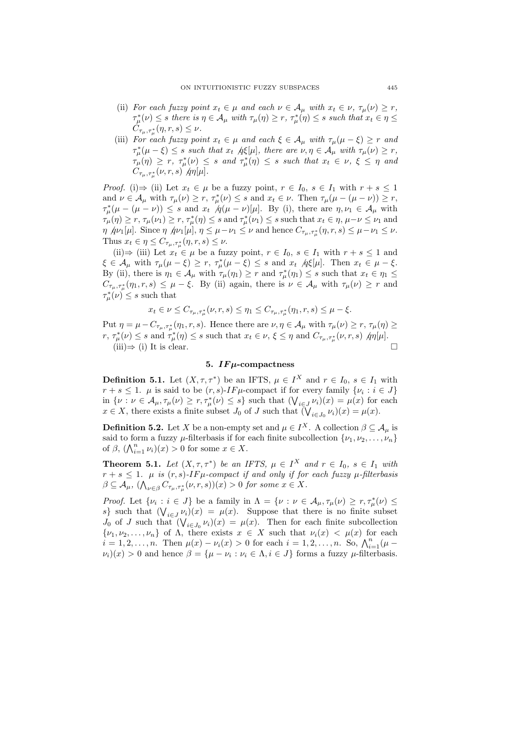(ii) *For each fuzzy point $x_t \in \mu$ and each $\nu \in \mathcal{A}_\mu$ with $x_t \in \nu$, $\tau_\mu(\nu) \geq r$, $\tau^*_\mu(\nu) \leq s$ there is $\eta \in \mathcal{A}_\mu$ with $\tau_\mu(\eta) \geq r$, $\tau^*_\mu(\eta) \leq s$ such that $x_t \in \eta \leq C_{\tau_\mu,\tau^*_\mu}(\eta, r, s) \leq \nu$.*

(iii) *For each fuzzy point $x_t \in \mu$ and each $\xi \in \mathcal{A}_\mu$ with $\tau_\mu(\mu - \xi) \geq r$ and $\tau^*_\mu(\mu - \xi) \leq s$ such that $x_t \not{q}\xi[\mu]$, there are $\nu, \eta \in \mathcal{A}_\mu$ with $\tau_\mu(\nu) \geq r$, $\tau_\mu(\eta) \geq r$, $\tau^*_\mu(\nu) \leq s$ and $\tau^*_\mu(\eta) \leq s$ such that $x_t \in \nu$, $\xi \leq \eta$ and $C_{\tau_\mu,\tau^*_\mu}(\nu, r, s) \not{q}\eta[\mu]$.*

*Proof.* (i)⇒ (ii) Let $x_t \in \mu$ be a fuzzy point, $r \in I_0$, $s \in I_1$ with $r + s \leq 1$ and $\nu \in \mathcal{A}_\mu$ with $\tau_\mu(\nu) \geq r$, $\tau^*_\mu(\nu) \leq s$ and $x_t \in \nu$. Then $\tau_\mu(\mu - (\mu - \nu)) \geq r$, $\tau^*_\mu(\mu - (\mu - \nu)) \leq s$ and $x_t \not{q}(\mu - \nu)[\mu]$. By (i), there are $\eta, \nu_1 \in \mathcal{A}_\mu$ with $\tau_\mu(\eta) \geq r$, $\tau_\mu(\nu_1) \geq r$, $\tau^*_\mu(\eta) \leq s$ and $\tau^*_\mu(\nu_1) \leq s$ such that $x_t \in \eta$, $\mu - \nu \leq \nu_1$ and $\eta \not{q}\nu_1[\mu]$. Since $\eta \not{q}\nu_1[\mu]$, $\eta \leq \mu - \nu_1 \leq \nu$ and hence $C_{\tau_\mu,\tau^*_\mu}(\eta, r, s) \leq \mu - \nu_1 \leq \nu$. Thus $x_t \in \eta \leq C_{\tau_\mu,\tau^*_\mu}(\eta, r, s) \leq \nu$.

(ii)⇒ (iii) Let $x_t \in \mu$ be a fuzzy point, $r \in I_0$, $s \in I_1$ with $r + s \leq 1$ and $\xi \in \mathcal{A}_\mu$ with $\tau_\mu(\mu - \xi) \geq r$, $\tau^*_\mu(\mu - \xi) \leq s$ and $x_t \not{q}\xi[\mu]$. Then $x_t \in \mu - \xi$. By (ii), there is $\eta_1 \in \mathcal{A}_\mu$ with $\tau_\mu(\eta_1) \geq r$ and $\tau^*_\mu(\eta_1) \leq s$ such that $x_t \in \eta_1 \leq C_{\tau_\mu,\tau^*_\mu}(\eta_1, r, s) \leq \mu - \xi$. By (ii) again, there is $\nu \in \mathcal{A}_\mu$ with $\tau_\mu(\nu) \geq r$ and $\tau^*_\mu(\nu) \leq s$ such that

$$x_t \in \nu \leq C_{\tau_\mu,\tau^*_\mu}(\nu, r, s) \leq \eta_1 \leq C_{\tau_\mu,\tau^*_\mu}(\eta_1, r, s) \leq \mu - \xi.$$

Put $\eta = \mu - C_{\tau_\mu,\tau^*_\mu}(\eta_1, r, s)$. Hence there are $\nu, \eta \in \mathcal{A}_\mu$ with $\tau_\mu(\nu) \geq r$, $\tau_\mu(\eta) \geq r$, $\tau^*_\mu(\nu) \leq s$ and $\tau^*_\mu(\eta) \leq s$ such that $x_t \in \nu$, $\xi \leq \eta$ and $C_{\tau_\mu,\tau^*_\mu}(\nu, r, s) \not{q}\eta[\mu]$.

(iii)⇒ (i) It is clear. □

## 5. $IF\mu$-compactness

**Definition 5.1.** Let $(X, \tau, \tau^*)$ be an IFTS, $\mu \in I^X$ and $r \in I_0$, $s \in I_1$ with $r + s \leq 1$. $\mu$ is said to be $(r, s)$-$IF\mu$-compact if for every family $\{\nu_i : i \in J\}$ in $\{\nu : \nu \in \mathcal{A}_\mu, \tau_\mu(\nu) \geq r, \tau^*_\mu(\nu) \leq s\}$ such that $(\bigvee_{i \in J} \nu_i)(x) = \mu(x)$ for each $x \in X$, there exists a finite subset $J_0$ of $J$ such that $(\bigvee_{i \in J_0} \nu_i)(x) = \mu(x)$.

**Definition 5.2.** Let $X$ be a non-empty set and $\mu \in I^X$. A collection $\beta \subseteq \mathcal{A}_\mu$ is said to form a fuzzy $\mu$-filterbasis if for each finite subcollection $\{\nu_1, \nu_2, \ldots, \nu_n\}$ of $\beta$, $(\bigwedge_{i=1}^n \nu_i)(x) > 0$ for some $x \in X$.

**Theorem 5.1.** *Let $(X, \tau, \tau^*)$ be an IFTS, $\mu \in I^X$ and $r \in I_0$, $s \in I_1$ with $r + s \leq 1$. $\mu$ is $(r, s)$-$IF\mu$-compact if and only if for each fuzzy $\mu$-filterbasis $\beta \subseteq \mathcal{A}_\mu$, $(\bigwedge_{\nu \in \beta} C_{\tau_\mu,\tau^*_\mu}(\nu, r, s))(x) > 0$ for some $x \in X$.*

*Proof.* Let $\{\nu_i : i \in J\}$ be a family in $\Lambda = \{\nu : \nu \in \mathcal{A}_\mu, \tau_\mu(\nu) \geq r, \tau^*_\mu(\nu) \leq s\}$ such that $(\bigvee_{i \in J} \nu_i)(x) = \mu(x)$. Suppose that there is no finite subset $J_0$ of $J$ such that $(\bigvee_{i \in J_0} \nu_i)(x) = \mu(x)$. Then for each finite subcollection $\{\nu_1, \nu_2, \ldots, \nu_n\}$ of $\Lambda$, there exists $x \in X$ such that $\nu_i(x) < \mu(x)$ for each $i = 1, 2, \ldots, n$. Then $\mu(x) - \nu_i(x) > 0$ for each $i = 1, 2, \ldots, n$. So, $\bigwedge_{i=1}^n(\mu - \nu_i)(x) > 0$ and hence $\beta = \{\mu - \nu_i : \nu_i \in \Lambda, i \in J\}$ forms a fuzzy $\mu$-filterbasis.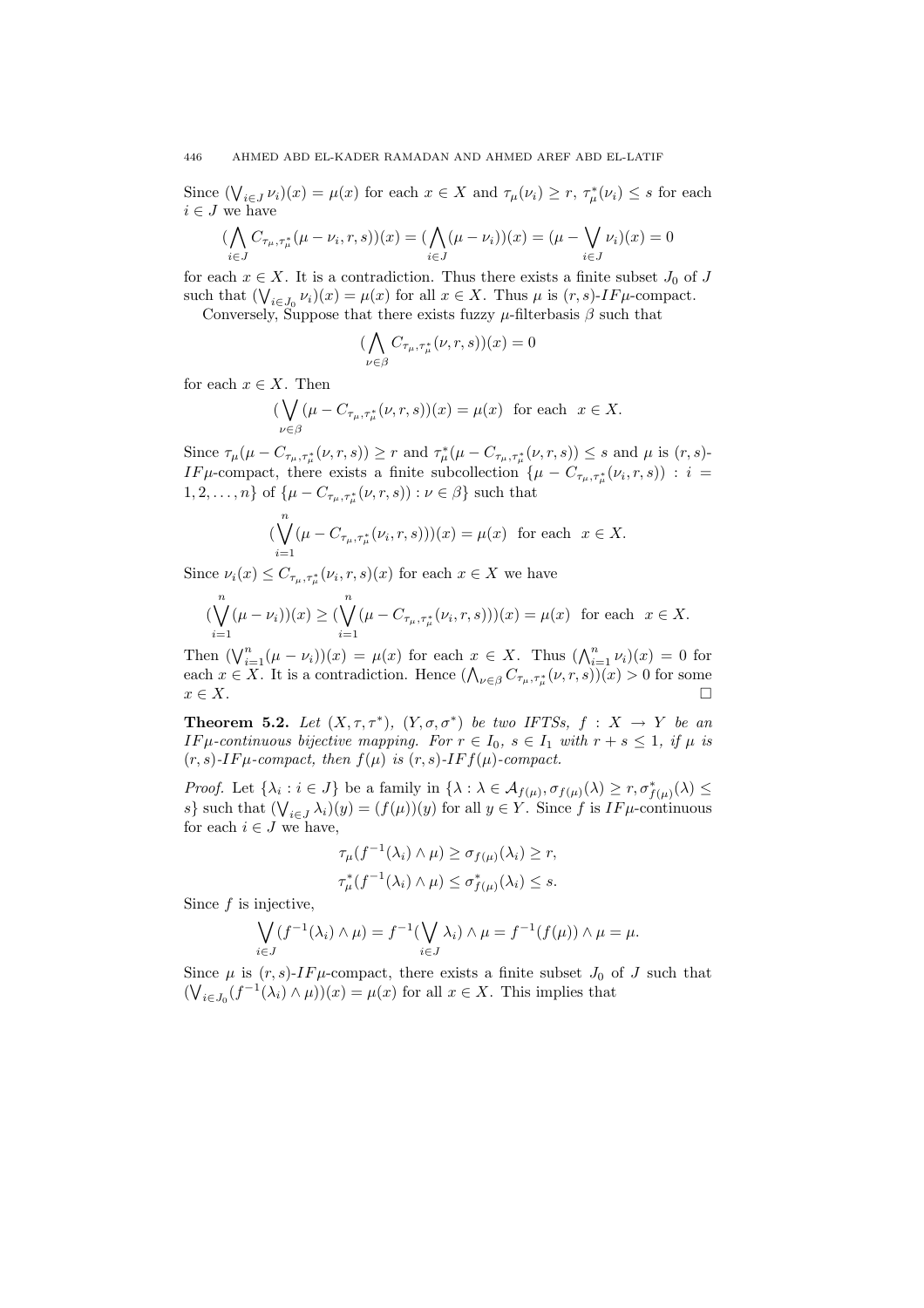Since $(\bigvee_{i\in J}\nu_i)(x) = \mu(x)$ for each $x \in X$ and $\tau_\mu(\nu_i) \geq r$, $\tau^*_\mu(\nu_i) \leq s$ for each $i \in J$ we have

$$(\bigwedge_{i\in J} C_{\tau_\mu,\tau^*_\mu}(\mu - \nu_i, r, s))(x) = (\bigwedge_{i\in J}(\mu - \nu_i))(x) = (\mu - \bigvee_{i\in J}\nu_i)(x) = 0$$

for each $x \in X$. It is a contradiction. Thus there exists a finite subset $J_0$ of $J$ such that $(\bigvee_{i\in J_0}\nu_i)(x) = \mu(x)$ for all $x \in X$. Thus $\mu$ is $(r,s)$-$IF\mu$-compact.

Conversely, Suppose that there exists fuzzy $\mu$-filterbasis $\beta$ such that

$$(\bigwedge_{\nu\in\beta} C_{\tau_\mu,\tau^*_\mu}(\nu, r, s))(x) = 0$$

for each $x \in X$. Then

$$(\bigvee_{\nu\in\beta}(\mu - C_{\tau_\mu,\tau^*_\mu}(\nu, r, s))(x) = \mu(x) \text{ for each } x \in X.$$

Since $\tau_\mu(\mu - C_{\tau_\mu,\tau^*_\mu}(\nu, r, s)) \geq r$ and $\tau^*_\mu(\mu - C_{\tau_\mu,\tau^*_\mu}(\nu, r, s)) \leq s$ and $\mu$ is $(r,s)$-$IF\mu$-compact, there exists a finite subcollection $\{\mu - C_{\tau_\mu,\tau^*_\mu}(\nu_i, r, s)) : i = 1, 2, \dots, n\}$ of $\{\mu - C_{\tau_\mu,\tau^*_\mu}(\nu, r, s)) : \nu \in \beta\}$ such that

$$(\bigvee_{i=1}^{n}(\mu - C_{\tau_\mu,\tau^*_\mu}(\nu_i, r, s)))(x) = \mu(x) \text{ for each } x \in X.$$

Since $\nu_i(x) \leq C_{\tau_\mu,\tau^*_\mu}(\nu_i, r, s)(x)$ for each $x \in X$ we have

$$(\bigvee_{i=1}^{n}(\mu - \nu_i))(x) \geq (\bigvee_{i=1}^{n}(\mu - C_{\tau_\mu,\tau^*_\mu}(\nu_i, r, s)))(x) = \mu(x) \text{ for each } x \in X.$$

Then $(\bigvee_{i=1}^{n}(\mu - \nu_i))(x) = \mu(x)$ for each $x \in X$. Thus $(\bigwedge_{i=1}^{n}\nu_i)(x) = 0$ for each $x \in X$. It is a contradiction. Hence $(\bigwedge_{\nu\in\beta} C_{\tau_\mu,\tau^*_\mu}(\nu, r, s))(x) > 0$ for some $x \in X$. □

**Theorem 5.2.** *Let $(X, \tau, \tau^*)$, $(Y, \sigma, \sigma^*)$ be two IFTSs, $f : X \to Y$ be an $IF\mu$-continuous bijective mapping. For $r \in I_0$, $s \in I_1$ with $r + s \leq 1$, if $\mu$ is $(r,s)$-$IF\mu$-compact, then $f(\mu)$ is $(r,s)$-$IFf(\mu)$-compact.*

*Proof.* Let $\{\lambda_i : i \in J\}$ be a family in $\{\lambda : \lambda \in \mathcal{A}_{f(\mu)}, \sigma_{f(\mu)}(\lambda) \geq r, \sigma^*_{f(\mu)}(\lambda) \leq s\}$ such that $(\bigvee_{i\in J}\lambda_i)(y) = (f(\mu))(y)$ for all $y \in Y$. Since $f$ is $IF\mu$-continuous for each $i \in J$ we have,

$$\tau_\mu(f^{-1}(\lambda_i) \wedge \mu) \geq \sigma_{f(\mu)}(\lambda_i) \geq r,$$
$$\tau^*_\mu(f^{-1}(\lambda_i) \wedge \mu) \leq \sigma^*_{f(\mu)}(\lambda_i) \leq s.$$

Since $f$ is injective,

$$\bigvee_{i\in J}(f^{-1}(\lambda_i) \wedge \mu) = f^{-1}(\bigvee_{i\in J}\lambda_i) \wedge \mu = f^{-1}(f(\mu)) \wedge \mu = \mu.$$

Since $\mu$ is $(r,s)$-$IF\mu$-compact, there exists a finite subset $J_0$ of $J$ such that $(\bigvee_{i\in J_0}(f^{-1}(\lambda_i) \wedge \mu))(x) = \mu(x)$ for all $x \in X$. This implies that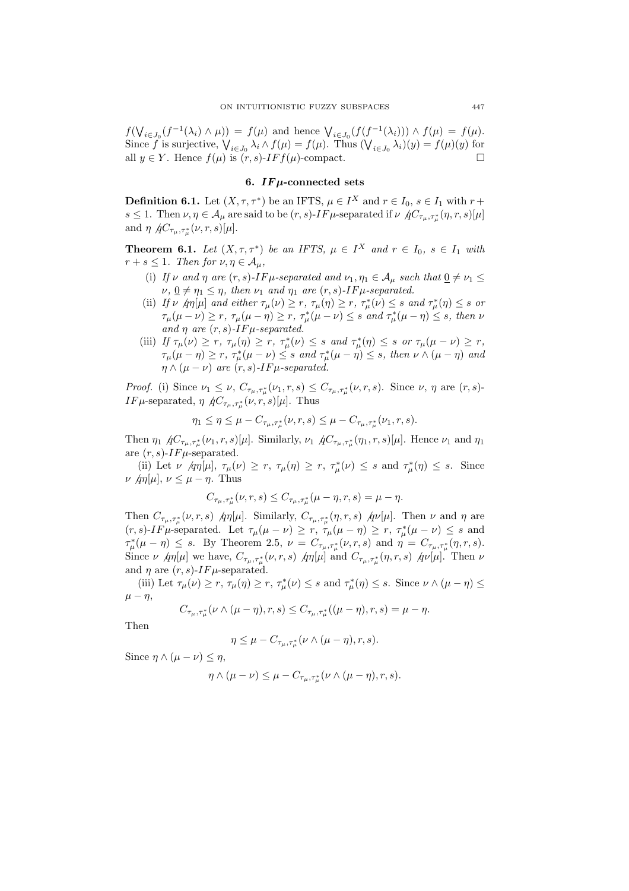$f(\bigvee_{i\in J_0}(f^{-1}(\lambda_i)\wedge\mu)) = f(\mu)$ and hence $\bigvee_{i\in J_0}(f(f^{-1}(\lambda_i)))\wedge f(\mu) = f(\mu)$. Since $f$ is surjective, $\bigvee_{i\in J_0}\lambda_i\wedge f(\mu) = f(\mu)$. Thus $(\bigvee_{i\in J_0}\lambda_i)(y) = f(\mu)(y)$ for all $y\in Y$. Hence $f(\mu)$ is $(r,s)$-$IFf(\mu)$-compact. □

## 6. $IF\mu$-connected sets

**Definition 6.1.** Let $(X,\tau,\tau^*)$ be an IFTS, $\mu\in I^X$ and $r\in I_0$, $s\in I_1$ with $r+s\le 1$. Then $\nu,\eta\in\mathcal{A}_\mu$ are said to be $(r,s)$-$IF\mu$-separated if $\nu\ \not q C_{\tau_\mu,\tau^*_\mu}(\eta,r,s)[\mu]$ and $\eta\ \not q C_{\tau_\mu,\tau^*_\mu}(\nu,r,s)[\mu]$.

**Theorem 6.1.** *Let $(X,\tau,\tau^*)$ be an IFTS, $\mu\in I^X$ and $r\in I_0$, $s\in I_1$ with $r+s\le 1$. Then for $\nu,\eta\in\mathcal{A}_\mu$,*

- (i) *If $\nu$ and $\eta$ are $(r,s)$-$IF\mu$-separated and $\nu_1,\eta_1\in\mathcal{A}_\mu$ such that $\underline{0}\ne\nu_1\le\nu$, $\underline{0}\ne\eta_1\le\eta$, then $\nu_1$ and $\eta_1$ are $(r,s)$-$IF\mu$-separated.*
- (ii) *If $\nu\ \not q\eta[\mu]$ and either $\tau_\mu(\nu)\ge r$, $\tau_\mu(\eta)\ge r$, $\tau^*_\mu(\nu)\le s$ and $\tau^*_\mu(\eta)\le s$ or $\tau_\mu(\mu-\nu)\ge r$, $\tau_\mu(\mu-\eta)\ge r$, $\tau^*_\mu(\mu-\nu)\le s$ and $\tau^*_\mu(\mu-\eta)\le s$, then $\nu$ and $\eta$ are $(r,s)$-$IF\mu$-separated.*
- (iii) *If $\tau_\mu(\nu)\ge r$, $\tau_\mu(\eta)\ge r$, $\tau^*_\mu(\nu)\le s$ and $\tau^*_\mu(\eta)\le s$ or $\tau_\mu(\mu-\nu)\ge r$, $\tau_\mu(\mu-\eta)\ge r$, $\tau^*_\mu(\mu-\nu)\le s$ and $\tau^*_\mu(\mu-\eta)\le s$, then $\nu\wedge(\mu-\eta)$ and $\eta\wedge(\mu-\nu)$ are $(r,s)$-$IF\mu$-separated.*

*Proof.* (i) Since $\nu_1\le\nu$, $C_{\tau_\mu,\tau^*_\mu}(\nu_1,r,s)\le C_{\tau_\mu,\tau^*_\mu}(\nu,r,s)$. Since $\nu$, $\eta$ are $(r,s)$-$IF\mu$-separated, $\eta\ \not q C_{\tau_\mu,\tau^*_\mu}(\nu,r,s)[\mu]$. Thus

$$\eta_1\le\eta\le\mu-C_{\tau_\mu,\tau^*_\mu}(\nu,r,s)\le\mu-C_{\tau_\mu,\tau^*_\mu}(\nu_1,r,s).$$

Then $\eta_1\ \not q C_{\tau_\mu,\tau^*_\mu}(\nu_1,r,s)[\mu]$. Similarly, $\nu_1\ \not q C_{\tau_\mu,\tau^*_\mu}(\eta_1,r,s)[\mu]$. Hence $\nu_1$ and $\eta_1$ are $(r,s)$-$IF\mu$-separated.

(ii) Let $\nu\ \not q\eta[\mu]$, $\tau_\mu(\nu)\ge r$, $\tau_\mu(\eta)\ge r$, $\tau^*_\mu(\nu)\le s$ and $\tau^*_\mu(\eta)\le s$. Since $\nu\ \not q\eta[\mu]$, $\nu\le\mu-\eta$. Thus

$$C_{\tau_\mu,\tau^*_\mu}(\nu,r,s)\le C_{\tau_\mu,\tau^*_\mu}(\mu-\eta,r,s)=\mu-\eta.$$

Then $C_{\tau_\mu,\tau^*_\mu}(\nu,r,s)\ \not q\eta[\mu]$. Similarly, $C_{\tau_\mu,\tau^*_\mu}(\eta,r,s)\ \not q\nu[\mu]$. Then $\nu$ and $\eta$ are $(r,s)$-$IF\mu$-separated. Let $\tau_\mu(\mu-\nu)\ge r$, $\tau_\mu(\mu-\eta)\ge r$, $\tau^*_\mu(\mu-\nu)\le s$ and $\tau^*_\mu(\mu-\eta)\le s$. By Theorem 2.5, $\nu=C_{\tau_\mu,\tau^*_\mu}(\nu,r,s)$ and $\eta=C_{\tau_\mu,\tau^*_\mu}(\eta,r,s)$. Since $\nu\ \not q\eta[\mu]$ we have, $C_{\tau_\mu,\tau^*_\mu}(\nu,r,s)\ \not q\eta[\mu]$ and $C_{\tau_\mu,\tau^*_\mu}(\eta,r,s)\ \not q\nu[\mu]$. Then $\nu$ and $\eta$ are $(r,s)$-$IF\mu$-separated.

(iii) Let $\tau_\mu(\nu)\ge r$, $\tau_\mu(\eta)\ge r$, $\tau^*_\mu(\nu)\le s$ and $\tau^*_\mu(\eta)\le s$. Since $\nu\wedge(\mu-\eta)\le\mu-\eta$,

$$C_{\tau_\mu,\tau^*_\mu}(\nu\wedge(\mu-\eta),r,s)\le C_{\tau_\mu,\tau^*_\mu}((\mu-\eta),r,s)=\mu-\eta.$$

Then

$$\eta\le\mu-C_{\tau_\mu,\tau^*_\mu}(\nu\wedge(\mu-\eta),r,s).$$

Since $\eta\wedge(\mu-\nu)\le\eta$,

$$\eta\wedge(\mu-\nu)\le\mu-C_{\tau_\mu,\tau^*_\mu}(\nu\wedge(\mu-\eta),r,s).$$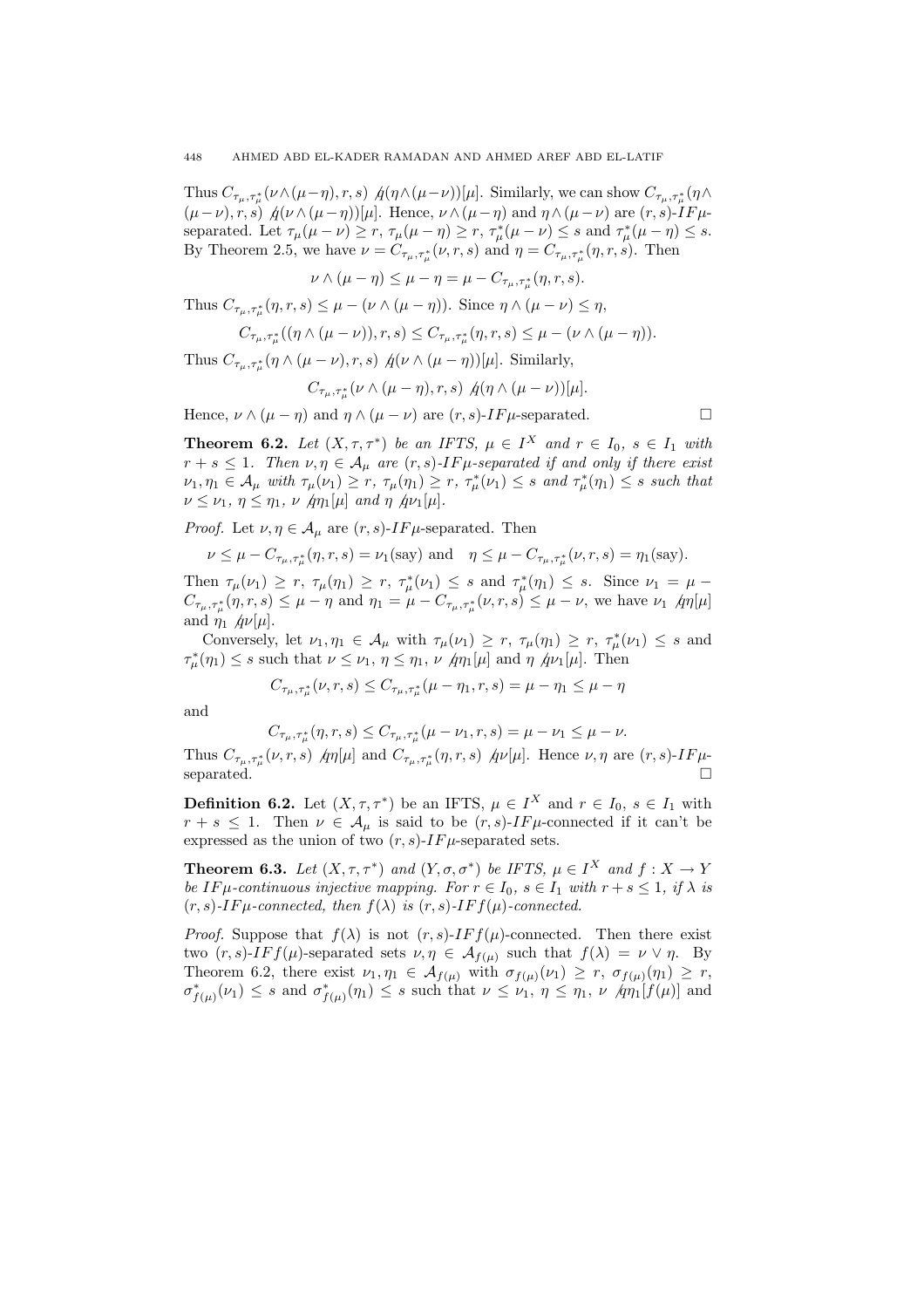Thus $C_{\tau_\mu,\tau^*_\mu}(\nu\wedge(\mu-\eta),r,s) \not q(\eta\wedge(\mu-\nu))[\mu]$. Similarly, we can show $C_{\tau_\mu,\tau^*_\mu}(\eta\wedge(\mu-\nu),r,s) \not q(\nu\wedge(\mu-\eta))[\mu]$. Hence, $\nu\wedge(\mu-\eta)$ and $\eta\wedge(\mu-\nu)$ are $(r,s)$-$IF\mu$-separated. Let $\tau_\mu(\mu-\nu)\geq r$, $\tau_\mu(\mu-\eta)\geq r$, $\tau^*_\mu(\mu-\nu)\leq s$ and $\tau^*_\mu(\mu-\eta)\leq s$. By Theorem 2.5, we have $\nu = C_{\tau_\mu,\tau^*_\mu}(\nu,r,s)$ and $\eta = C_{\tau_\mu,\tau^*_\mu}(\eta,r,s)$. Then

$$\nu\wedge(\mu-\eta)\leq \mu-\eta = \mu - C_{\tau_\mu,\tau^*_\mu}(\eta,r,s).$$

Thus $C_{\tau_\mu,\tau^*_\mu}(\eta,r,s)\leq \mu-(\nu\wedge(\mu-\eta))$. Since $\eta\wedge(\mu-\nu)\leq\eta$,

$$C_{\tau_\mu,\tau^*_\mu}((\eta\wedge(\mu-\nu)),r,s)\leq C_{\tau_\mu,\tau^*_\mu}(\eta,r,s)\leq \mu-(\nu\wedge(\mu-\eta)).$$

Thus $C_{\tau_\mu,\tau^*_\mu}(\eta\wedge(\mu-\nu),r,s) \not q(\nu\wedge(\mu-\eta))[\mu]$. Similarly,

$$C_{\tau_\mu,\tau^*_\mu}(\nu\wedge(\mu-\eta),r,s) \not q(\eta\wedge(\mu-\nu))[\mu].$$

Hence, $\nu\wedge(\mu-\eta)$ and $\eta\wedge(\mu-\nu)$ are $(r,s)$-$IF\mu$-separated. □

**Theorem 6.2.** *Let $(X,\tau,\tau^*)$ be an IFTS, $\mu\in I^X$ and $r\in I_0$, $s\in I_1$ with $r+s\leq 1$. Then $\nu,\eta\in\mathcal{A}_\mu$ are $(r,s)$-$IF\mu$-separated if and only if there exist $\nu_1,\eta_1\in\mathcal{A}_\mu$ with $\tau_\mu(\nu_1)\geq r$, $\tau_\mu(\eta_1)\geq r$, $\tau^*_\mu(\nu_1)\leq s$ and $\tau^*_\mu(\eta_1)\leq s$ such that $\nu\leq\nu_1$, $\eta\leq\eta_1$, $\nu \not q\eta_1[\mu]$ and $\eta \not q\nu_1[\mu]$.*

*Proof.* Let $\nu,\eta\in\mathcal{A}_\mu$ are $(r,s)$-$IF\mu$-separated. Then

$$\nu\leq \mu - C_{\tau_\mu,\tau^*_\mu}(\eta,r,s)=\nu_1(\text{say}) \text{ and } \quad \eta\leq\mu-C_{\tau_\mu,\tau^*_\mu}(\nu,r,s)=\eta_1(\text{say}).$$

Then $\tau_\mu(\nu_1)\geq r$, $\tau_\mu(\eta_1)\geq r$, $\tau^*_\mu(\nu_1)\leq s$ and $\tau^*_\mu(\eta_1)\leq s$. Since $\nu_1=\mu-C_{\tau_\mu,\tau^*_\mu}(\eta,r,s)\leq\mu-\eta$ and $\eta_1=\mu-C_{\tau_\mu,\tau^*_\mu}(\nu,r,s)\leq\mu-\nu$, we have $\nu_1 \not q\eta[\mu]$ and $\eta_1 \not q\nu[\mu]$.

Conversely, let $\nu_1,\eta_1\in\mathcal{A}_\mu$ with $\tau_\mu(\nu_1)\geq r$, $\tau_\mu(\eta_1)\geq r$, $\tau^*_\mu(\nu_1)\leq s$ and $\tau^*_\mu(\eta_1)\leq s$ such that $\nu\leq\nu_1$, $\eta\leq\eta_1$, $\nu \not q\eta_1[\mu]$ and $\eta \not q\nu_1[\mu]$. Then

$$C_{\tau_\mu,\tau^*_\mu}(\nu,r,s)\leq C_{\tau_\mu,\tau^*_\mu}(\mu-\eta_1,r,s)=\mu-\eta_1\leq\mu-\eta$$

and

$$C_{\tau_\mu,\tau^*_\mu}(\eta,r,s)\leq C_{\tau_\mu,\tau^*_\mu}(\mu-\nu_1,r,s)=\mu-\nu_1\leq\mu-\nu.$$

Thus $C_{\tau_\mu,\tau^*_\mu}(\nu,r,s) \not q\eta[\mu]$ and $C_{\tau_\mu,\tau^*_\mu}(\eta,r,s) \not q\nu[\mu]$. Hence $\nu,\eta$ are $(r,s)$-$IF\mu$-separated. □

**Definition 6.2.** Let $(X,\tau,\tau^*)$ be an IFTS, $\mu\in I^X$ and $r\in I_0$, $s\in I_1$ with $r+s\leq 1$. Then $\nu\in\mathcal{A}_\mu$ is said to be $(r,s)$-$IF\mu$-connected if it can't be expressed as the union of two $(r,s)$-$IF\mu$-separated sets.

**Theorem 6.3.** *Let $(X,\tau,\tau^*)$ and $(Y,\sigma,\sigma^*)$ be IFTS, $\mu\in I^X$ and $f:X\to Y$ be $IF\mu$-continuous injective mapping. For $r\in I_0$, $s\in I_1$ with $r+s\leq 1$, if $\lambda$ is $(r,s)$-$IF\mu$-connected, then $f(\lambda)$ is $(r,s)$-$IFf(\mu)$-connected.*

*Proof.* Suppose that $f(\lambda)$ is not $(r,s)$-$IFf(\mu)$-connected. Then there exist two $(r,s)$-$IFf(\mu)$-separated sets $\nu,\eta\in\mathcal{A}_{f(\mu)}$ such that $f(\lambda)=\nu\vee\eta$. By Theorem 6.2, there exist $\nu_1,\eta_1\in\mathcal{A}_{f(\mu)}$ with $\sigma_{f(\mu)}(\nu_1)\geq r$, $\sigma_{f(\mu)}(\eta_1)\geq r$, $\sigma^*_{f(\mu)}(\nu_1)\leq s$ and $\sigma^*_{f(\mu)}(\eta_1)\leq s$ such that $\nu\leq\nu_1$, $\eta\leq\eta_1$, $\nu \not q\eta_1[f(\mu)]$ and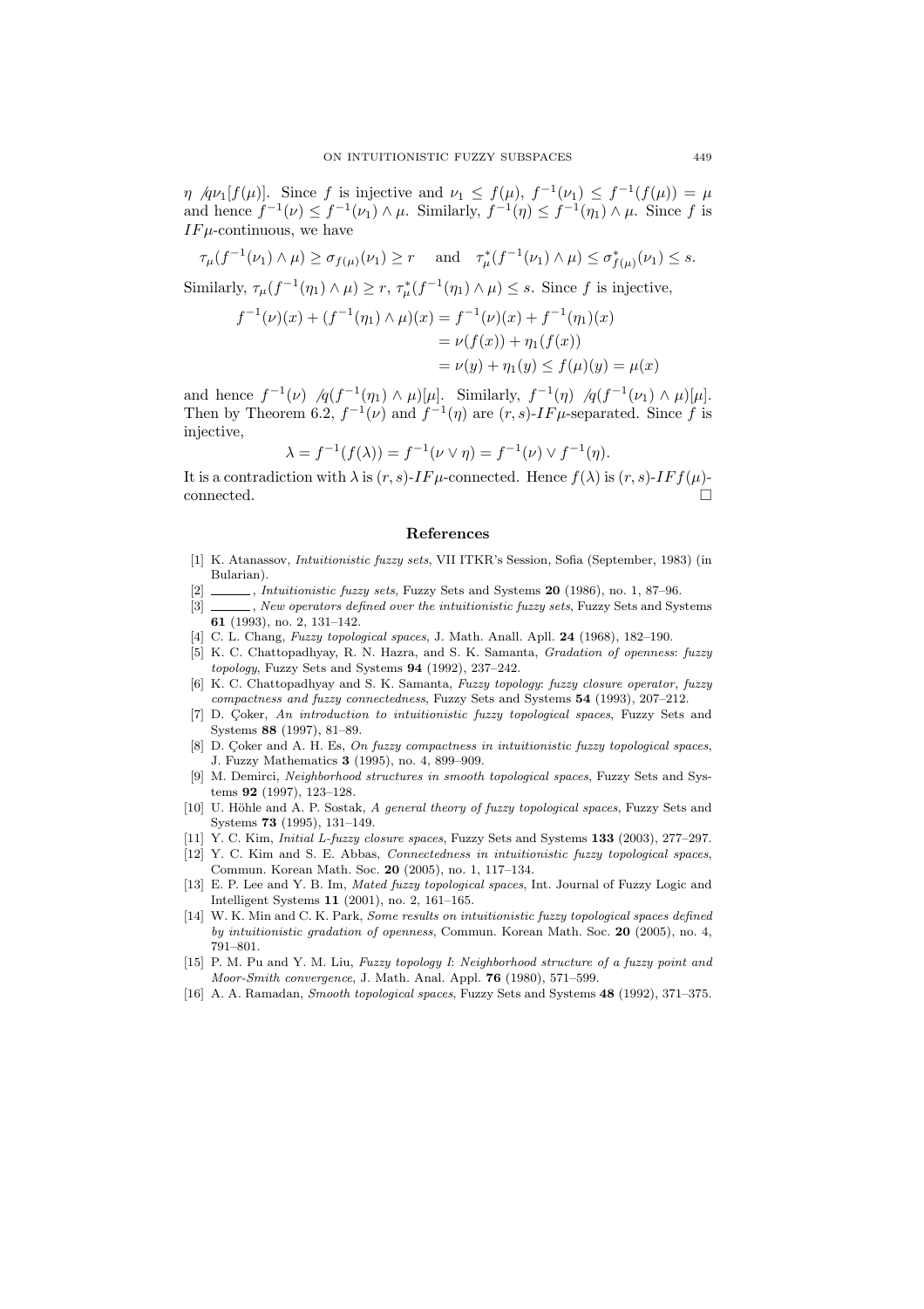$\eta \not{q} \nu_1[f(\mu)]$. Since $f$ is injective and $\nu_1 \leq f(\mu)$, $f^{-1}(\nu_1) \leq f^{-1}(f(\mu)) = \mu$ and hence $f^{-1}(\nu) \leq f^{-1}(\nu_1) \wedge \mu$. Similarly, $f^{-1}(\eta) \leq f^{-1}(\eta_1) \wedge \mu$. Since $f$ is $IF\mu$-continuous, we have

$$\tau_\mu(f^{-1}(\nu_1) \wedge \mu) \geq \sigma_{f(\mu)}(\nu_1) \geq r \quad \text{ and } \quad \tau^*_\mu(f^{-1}(\nu_1) \wedge \mu) \leq \sigma^*_{f(\mu)}(\nu_1) \leq s.$$

Similarly, $\tau_\mu(f^{-1}(\eta_1) \wedge \mu) \geq r$, $\tau^*_\mu(f^{-1}(\eta_1) \wedge \mu) \leq s$. Since $f$ is injective,

$$\begin{aligned} f^{-1}(\nu)(x) + (f^{-1}(\eta_1) \wedge \mu)(x) &= f^{-1}(\nu)(x) + f^{-1}(\eta_1)(x) \\ &= \nu(f(x)) + \eta_1(f(x)) \\ &= \nu(y) + \eta_1(y) \leq f(\mu)(y) = \mu(x) \end{aligned}$$

and hence $f^{-1}(\nu) \not{q}(f^{-1}(\eta_1) \wedge \mu)[\mu]$. Similarly, $f^{-1}(\eta) \not{q}(f^{-1}(\nu_1) \wedge \mu)[\mu]$. Then by Theorem 6.2, $f^{-1}(\nu)$ and $f^{-1}(\eta)$ are $(r,s)$-$IF\mu$-separated. Since $f$ is injective,

$$\lambda = f^{-1}(f(\lambda)) = f^{-1}(\nu \vee \eta) = f^{-1}(\nu) \vee f^{-1}(\eta).$$

It is a contradiction with $\lambda$ is $(r,s)$-$IF\mu$-connected. Hence $f(\lambda)$ is $(r,s)$-$IFf(\mu)$-connected. $\square$

## References

[1] K. Atanassov, *Intuitionistic fuzzy sets*, VII ITKR's Session, Sofia (September, 1983) (in Bularian).

[2] ______, *Intuitionistic fuzzy sets*, Fuzzy Sets and Systems **20** (1986), no. 1, 87–96.

[3] ______, *New operators defined over the intuitionistic fuzzy sets*, Fuzzy Sets and Systems **61** (1993), no. 2, 131–142.

[4] C. L. Chang, *Fuzzy topological spaces*, J. Math. Anall. Apll. **24** (1968), 182–190.

[5] K. C. Chattopadhyay, R. N. Hazra, and S. K. Samanta, *Gradation of openness: fuzzy topology*, Fuzzy Sets and Systems **94** (1992), 237–242.

[6] K. C. Chattopadhyay and S. K. Samanta, *Fuzzy topology: fuzzy closure operator, fuzzy compactness and fuzzy connectedness*, Fuzzy Sets and Systems **54** (1993), 207–212.

[7] D. Çoker, *An introduction to intuitionistic fuzzy topological spaces*, Fuzzy Sets and Systems **88** (1997), 81–89.

[8] D. Çoker and A. H. Es, *On fuzzy compactness in intuitionistic fuzzy topological spaces*, J. Fuzzy Mathematics **3** (1995), no. 4, 899–909.

[9] M. Demirci, *Neighborhood structures in smooth topological spaces*, Fuzzy Sets and Systems **92** (1997), 123–128.

[10] U. Höhle and A. P. Sostak, *A general theory of fuzzy topological spaces*, Fuzzy Sets and Systems **73** (1995), 131–149.

[11] Y. C. Kim, *Initial L-fuzzy closure spaces*, Fuzzy Sets and Systems **133** (2003), 277–297.

[12] Y. C. Kim and S. E. Abbas, *Connectedness in intuitionistic fuzzy topological spaces*, Commun. Korean Math. Soc. **20** (2005), no. 1, 117–134.

[13] E. P. Lee and Y. B. Im, *Mated fuzzy topological spaces*, Int. Journal of Fuzzy Logic and Intelligent Systems **11** (2001), no. 2, 161–165.

[14] W. K. Min and C. K. Park, *Some results on intuitionistic fuzzy topological spaces defined by intuitionistic gradation of openness*, Commun. Korean Math. Soc. **20** (2005), no. 4, 791–801.

[15] P. M. Pu and Y. M. Liu, *Fuzzy topology I: Neighborhood structure of a fuzzy point and Moor-Smith convergence*, J. Math. Anal. Appl. **76** (1980), 571–599.

[16] A. A. Ramadan, *Smooth topological spaces*, Fuzzy Sets and Systems **48** (1992), 371–375.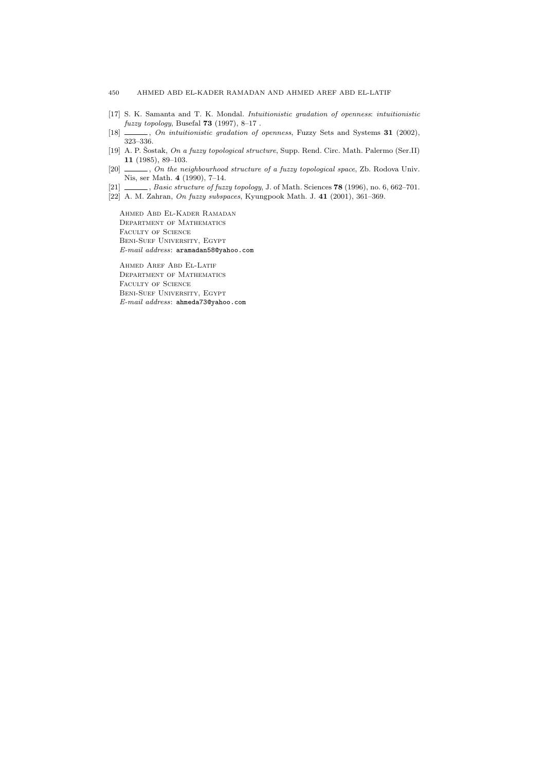[17] S. K. Samanta and T. K. Mondal. *Intuitionistic gradation of openness: intuitionistic fuzzy topology*, Busefal **73** (1997), 8–17 .

[18] ______, *On intuitionistic gradation of openness*, Fuzzy Sets and Systems **31** (2002), 323–336.

[19] A. P. Šostak, *On a fuzzy topological structure*, Supp. Rend. Circ. Math. Palermo (Ser.II) **11** (1985), 89–103.

[20] ______, *On the neighbourhood structure of a fuzzy topological space*, Zb. Rodova Univ. Nis, ser Math. **4** (1990), 7–14.

[21] ______, *Basic structure of fuzzy topology*, J. of Math. Sciences **78** (1996), no. 6, 662–701.

[22] A. M. Zahran, *On fuzzy subspaces*, Kyungpook Math. J. **41** (2001), 361–369.

Ahmed Abd El-Kader Ramadan
Department of Mathematics
Faculty of Science
Beni-Suef University, Egypt
*E-mail address*: `aramadan58@yahoo.com`

Ahmed Aref Abd El-Latif
Department of Mathematics
Faculty of Science
Beni-Suef University, Egypt
*E-mail address*: `ahmeda73@yahoo.com`